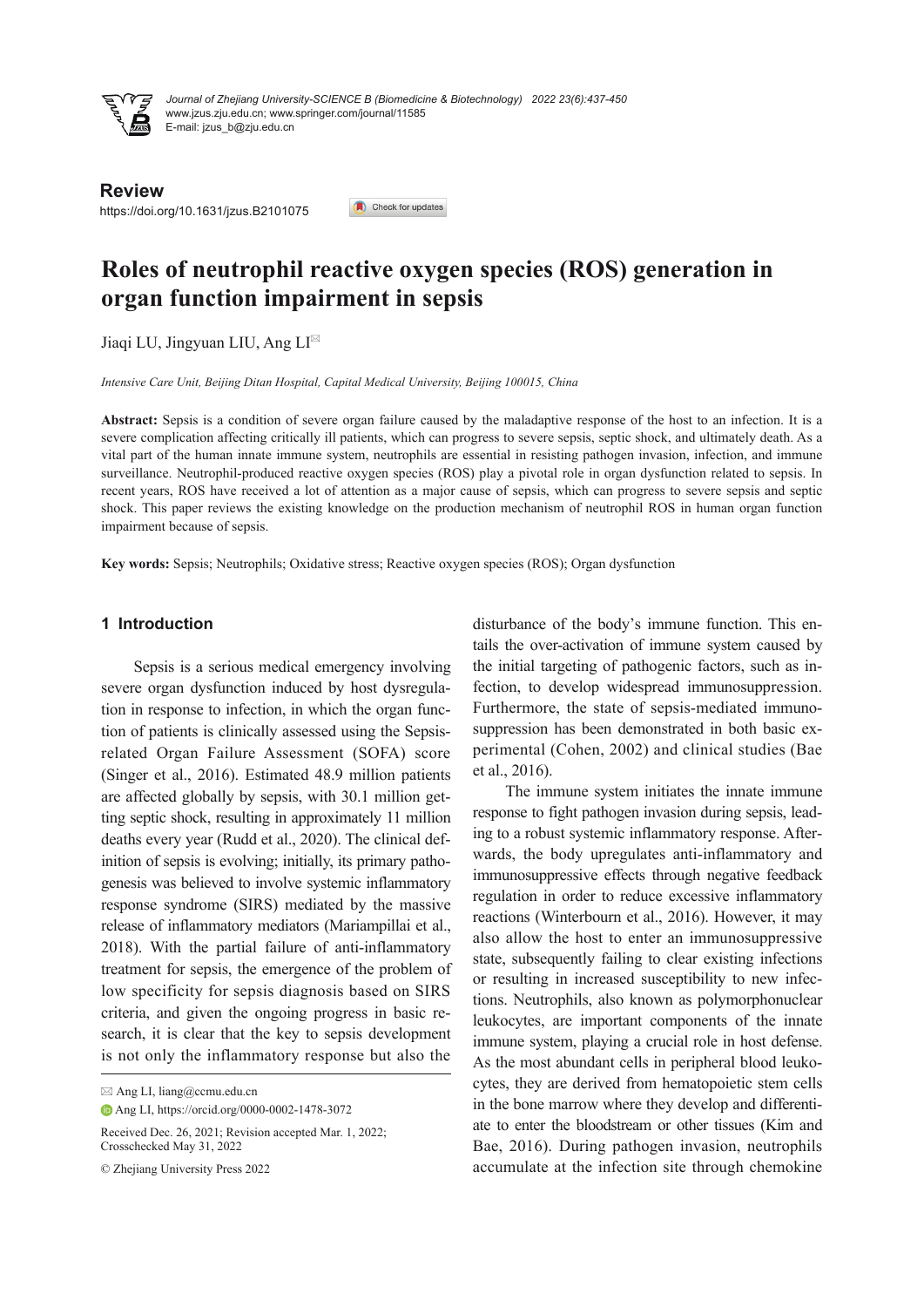**Review**

https://doi.org/10.1631/jzus.B2101075

# Roles of neutrophil reactive oxygen species (ROS) generation in organ function impairment in sepsis

Jiaqi LU, Jingyuan LIU, Ang LI

*Intensive Care Unit, Beijing Ditan Hospital, Capital Medical University, Beijing 100015, China*

**Abstract:** Sepsis is a condition of severe organ failure caused by the maladaptive response of the host to an infection. It is a severe complication affecting critically ill patients, which can progress to severe sepsis, septic shock, and ultimately death. As a vital part of the human innate immune system, neutrophils are essential in resisting pathogen invasion, infection, and immune surveillance. Neutrophil-produced reactive oxygen species (ROS) play a pivotal role in organ dysfunction related to sepsis. In recent years, ROS have received a lot of attention as a major cause of sepsis, which can progress to severe sepsis and septic shock. This paper reviews the existing knowledge on the production mechanism of neutrophil ROS in human organ function impairment because of sepsis.

**Key words:** Sepsis; Neutrophils; Oxidative stress; Reactive oxygen species (ROS); Organ dysfunction

## 1 Introduction

Sepsis is a serious medical emergency involving severe organ dysfunction induced by host dysregulation in response to infection, in which the organ function of patients is clinically assessed using the Sepsis-related Organ Failure Assessment (SOFA) score (Singer et al., 2016). Estimated 48.9 million patients are affected globally by sepsis, with 30.1 million getting septic shock, resulting in approximately 11 million deaths every year (Rudd et al., 2020). The clinical definition of sepsis is evolving; initially, its primary pathogenesis was believed to involve systemic inflammatory response syndrome (SIRS) mediated by the massive release of inflammatory mediators (Mariampillai et al., 2018). With the partial failure of anti-inflammatory treatment for sepsis, the emergence of the problem of low specificity for sepsis diagnosis based on SIRS criteria, and given the ongoing progress in basic research, it is clear that the key to sepsis development is not only the inflammatory response but also the disturbance of the body's immune function. This entails the over-activation of immune system caused by the initial targeting of pathogenic factors, such as infection, to develop widespread immunosuppression. Furthermore, the state of sepsis-mediated immunosuppression has been demonstrated in both basic experimental (Cohen, 2002) and clinical studies (Bae et al., 2016).

The immune system initiates the innate immune response to fight pathogen invasion during sepsis, leading to a robust systemic inflammatory response. Afterwards, the body upregulates anti-inflammatory and immunosuppressive effects through negative feedback regulation in order to reduce excessive inflammatory reactions (Winterbourn et al., 2016). However, it may also allow the host to enter an immunosuppressive state, subsequently failing to clear existing infections or resulting in increased susceptibility to new infections. Neutrophils, also known as polymorphonuclear leukocytes, are important components of the innate immune system, playing a crucial role in host defense. As the most abundant cells in peripheral blood leukocytes, they are derived from hematopoietic stem cells in the bone marrow where they develop and differentiate to enter the bloodstream or other tissues (Kim and Bae, 2016). During pathogen invasion, neutrophils accumulate at the infection site through chemokine

---

Ang LI, liang@ccmu.edu.cn

Ang LI, https://orcid.org/0000-0002-1478-3072

Received Dec. 26, 2021; Revision accepted Mar. 1, 2022; Crosschecked May 31, 2022

© Zhejiang University Press 2022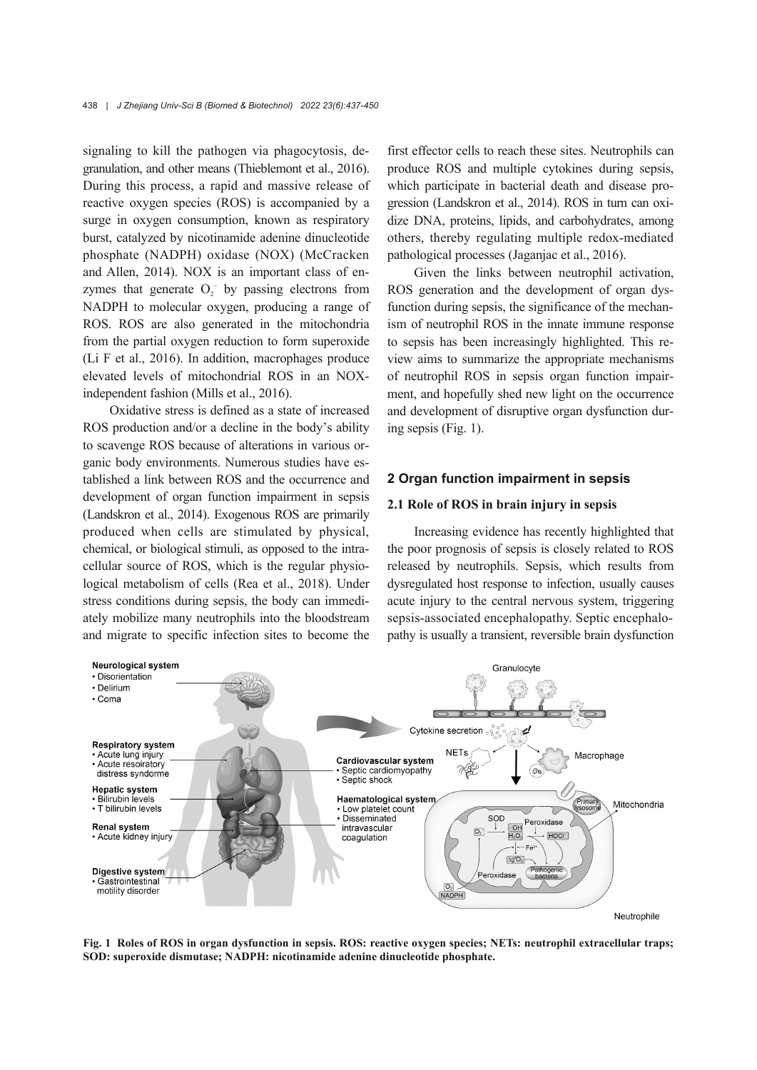signaling to kill the pathogen via phagocytosis, degranulation, and other means (Thieblemont et al., 2016). During this process, a rapid and massive release of reactive oxygen species (ROS) is accompanied by a surge in oxygen consumption, known as respiratory burst, catalyzed by nicotinamide adenine dinucleotide phosphate (NADPH) oxidase (NOX) (McCracken and Allen, 2014). NOX is an important class of enzymes that generate $O_2^-$ by passing electrons from NADPH to molecular oxygen, producing a range of ROS. ROS are also generated in the mitochondria from the partial oxygen reduction to form superoxide (Li F et al., 2016). In addition, macrophages produce elevated levels of mitochondrial ROS in an NOX-independent fashion (Mills et al., 2016).

Oxidative stress is defined as a state of increased ROS production and/or a decline in the body's ability to scavenge ROS because of alterations in various organic body environments. Numerous studies have established a link between ROS and the occurrence and development of organ function impairment in sepsis (Landskron et al., 2014). Exogenous ROS are primarily produced when cells are stimulated by physical, chemical, or biological stimuli, as opposed to the intracellular source of ROS, which is the regular physiological metabolism of cells (Rea et al., 2018). Under stress conditions during sepsis, the body can immediately mobilize many neutrophils into the bloodstream and migrate to specific infection sites to become the first effector cells to reach these sites. Neutrophils can produce ROS and multiple cytokines during sepsis, which participate in bacterial death and disease progression (Landskron et al., 2014). ROS in turn can oxidize DNA, proteins, lipids, and carbohydrates, among others, thereby regulating multiple redox-mediated pathological processes (Jaganjac et al., 2016).

Given the links between neutrophil activation, ROS generation and the development of organ dysfunction during sepsis, the significance of the mechanism of neutrophil ROS in the innate immune response to sepsis has been increasingly highlighted. This review aims to summarize the appropriate mechanisms of neutrophil ROS in sepsis organ function impairment, and hopefully shed new light on the occurrence and development of disruptive organ dysfunction during sepsis (Fig. 1).

## 2 Organ function impairment in sepsis

### 2.1 Role of ROS in brain injury in sepsis

Increasing evidence has recently highlighted that the poor prognosis of sepsis is closely related to ROS released by neutrophils. Sepsis, which results from dysregulated host response to infection, usually causes acute injury to the central nervous system, triggering sepsis-associated encephalopathy. Septic encephalopathy is usually a transient, reversible brain dysfunction

**Fig. 1 Roles of ROS in organ dysfunction in sepsis. ROS: reactive oxygen species; NETs: neutrophil extracellular traps; SOD: superoxide dismutase; NADPH: nicotinamide adenine dinucleotide phosphate.**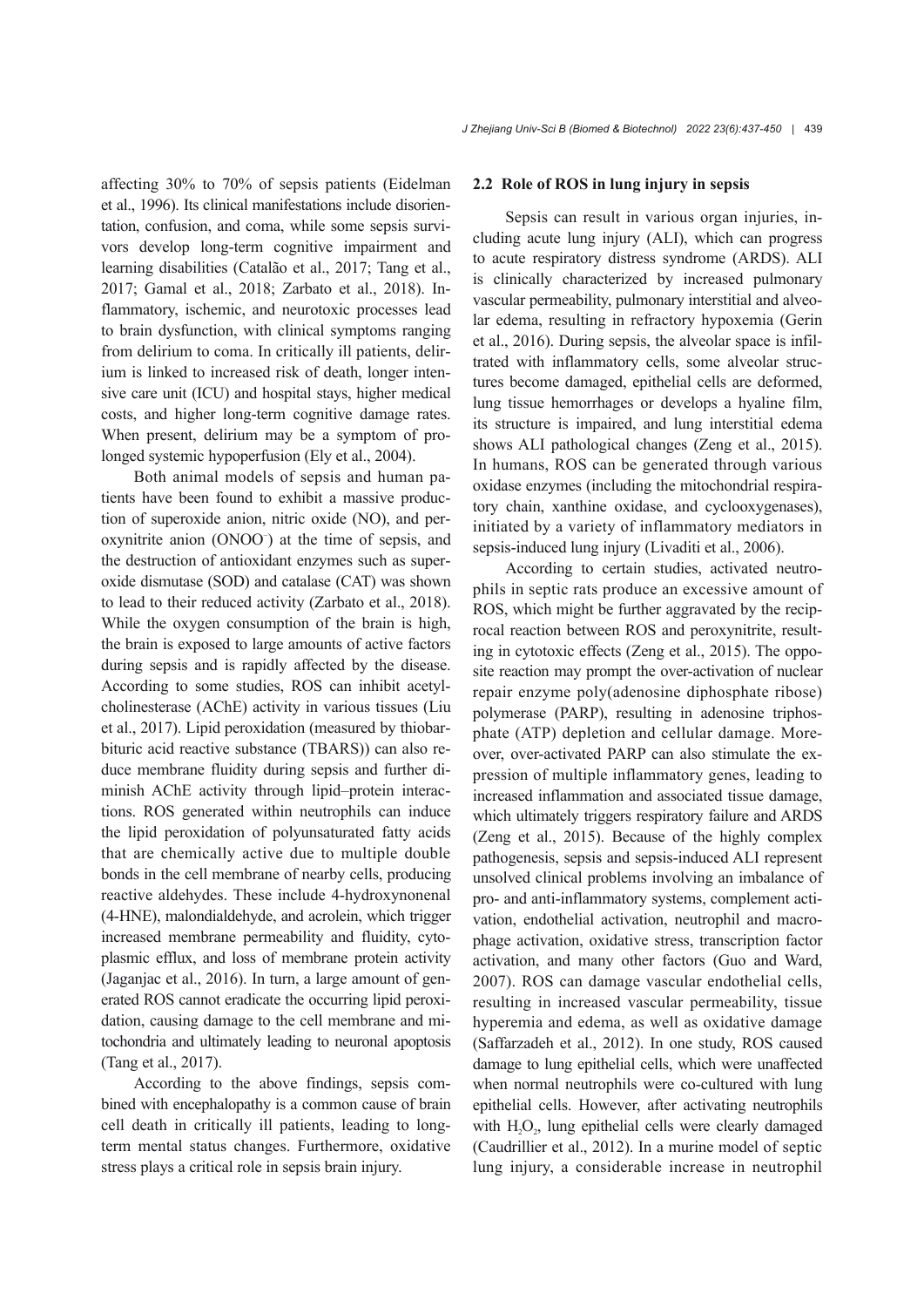affecting 30% to 70% of sepsis patients (Eidelman et al., 1996). Its clinical manifestations include disorientation, confusion, and coma, while some sepsis survivors develop long-term cognitive impairment and learning disabilities (Catalão et al., 2017; Tang et al., 2017; Gamal et al., 2018; Zarbato et al., 2018). Inflammatory, ischemic, and neurotoxic processes lead to brain dysfunction, with clinical symptoms ranging from delirium to coma. In critically ill patients, delirium is linked to increased risk of death, longer intensive care unit (ICU) and hospital stays, higher medical costs, and higher long-term cognitive damage rates. When present, delirium may be a symptom of prolonged systemic hypoperfusion (Ely et al., 2004).

Both animal models of sepsis and human patients have been found to exhibit a massive production of superoxide anion, nitric oxide (NO), and peroxynitrite anion ($ONOO^-$) at the time of sepsis, and the destruction of antioxidant enzymes such as superoxide dismutase (SOD) and catalase (CAT) was shown to lead to their reduced activity (Zarbato et al., 2018). While the oxygen consumption of the brain is high, the brain is exposed to large amounts of active factors during sepsis and is rapidly affected by the disease. According to some studies, ROS can inhibit acetylcholinesterase (AChE) activity in various tissues (Liu et al., 2017). Lipid peroxidation (measured by thiobarbituric acid reactive substance (TBARS)) can also reduce membrane fluidity during sepsis and further diminish AChE activity through lipid–protein interactions. ROS generated within neutrophils can induce the lipid peroxidation of polyunsaturated fatty acids that are chemically active due to multiple double bonds in the cell membrane of nearby cells, producing reactive aldehydes. These include 4-hydroxynonenal (4-HNE), malondialdehyde, and acrolein, which trigger increased membrane permeability and fluidity, cytoplasmic efflux, and loss of membrane protein activity (Jaganjac et al., 2016). In turn, a large amount of generated ROS cannot eradicate the occurring lipid peroxidation, causing damage to the cell membrane and mitochondria and ultimately leading to neuronal apoptosis (Tang et al., 2017).

According to the above findings, sepsis combined with encephalopathy is a common cause of brain cell death in critically ill patients, leading to long-term mental status changes. Furthermore, oxidative stress plays a critical role in sepsis brain injury.

### 2.2 Role of ROS in lung injury in sepsis

Sepsis can result in various organ injuries, including acute lung injury (ALI), which can progress to acute respiratory distress syndrome (ARDS). ALI is clinically characterized by increased pulmonary vascular permeability, pulmonary interstitial and alveolar edema, resulting in refractory hypoxemia (Gerin et al., 2016). During sepsis, the alveolar space is infiltrated with inflammatory cells, some alveolar structures become damaged, epithelial cells are deformed, lung tissue hemorrhages or develops a hyaline film, its structure is impaired, and lung interstitial edema shows ALI pathological changes (Zeng et al., 2015). In humans, ROS can be generated through various oxidase enzymes (including the mitochondrial respiratory chain, xanthine oxidase, and cyclooxygenases), initiated by a variety of inflammatory mediators in sepsis-induced lung injury (Livaditi et al., 2006).

According to certain studies, activated neutrophils in septic rats produce an excessive amount of ROS, which might be further aggravated by the reciprocal reaction between ROS and peroxynitrite, resulting in cytotoxic effects (Zeng et al., 2015). The opposite reaction may prompt the over-activation of nuclear repair enzyme poly(adenosine diphosphate ribose) polymerase (PARP), resulting in adenosine triphosphate (ATP) depletion and cellular damage. Moreover, over-activated PARP can also stimulate the expression of multiple inflammatory genes, leading to increased inflammation and associated tissue damage, which ultimately triggers respiratory failure and ARDS (Zeng et al., 2015). Because of the highly complex pathogenesis, sepsis and sepsis-induced ALI represent unsolved clinical problems involving an imbalance of pro- and anti-inflammatory systems, complement activation, endothelial activation, neutrophil and macrophage activation, oxidative stress, transcription factor activation, and many other factors (Guo and Ward, 2007). ROS can damage vascular endothelial cells, resulting in increased vascular permeability, tissue hyperemia and edema, as well as oxidative damage (Saffarzadeh et al., 2012). In one study, ROS caused damage to lung epithelial cells, which were unaffected when normal neutrophils were co-cultured with lung epithelial cells. However, after activating neutrophils with $H_2O_2$, lung epithelial cells were clearly damaged (Caudrillier et al., 2012). In a murine model of septic lung injury, a considerable increase in neutrophil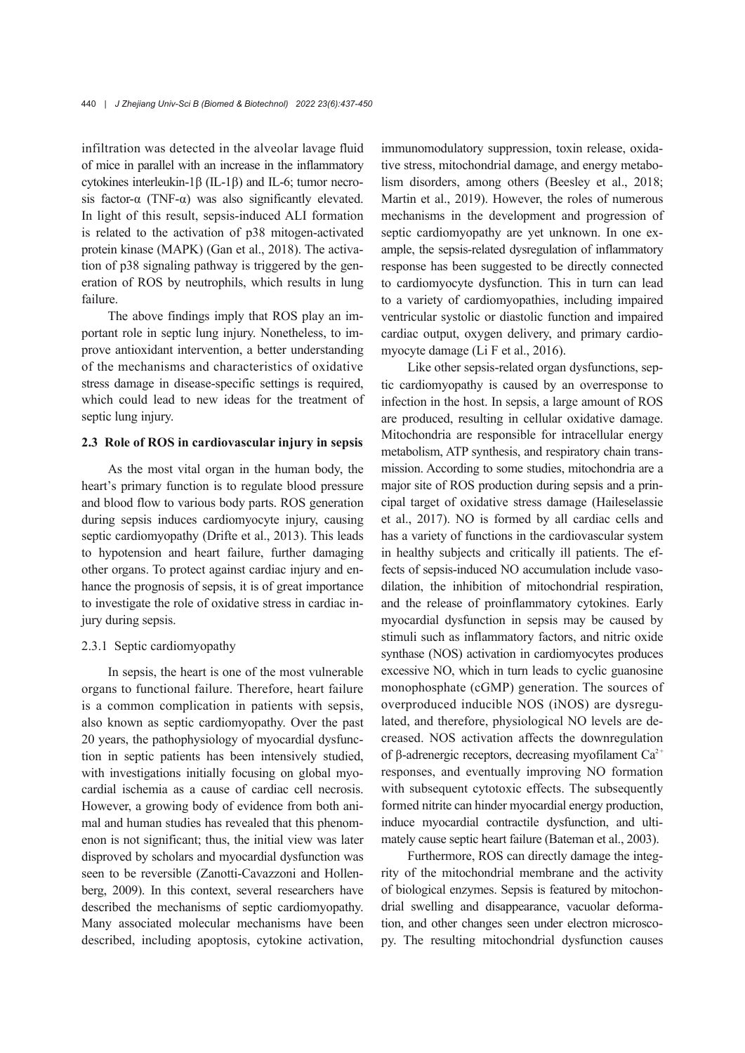infiltration was detected in the alveolar lavage fluid of mice in parallel with an increase in the inflammatory cytokines interleukin-1β (IL-1β) and IL-6; tumor necrosis factor-α (TNF-α) was also significantly elevated. In light of this result, sepsis-induced ALI formation is related to the activation of p38 mitogen-activated protein kinase (MAPK) (Gan et al., 2018). The activation of p38 signaling pathway is triggered by the generation of ROS by neutrophils, which results in lung failure.

The above findings imply that ROS play an important role in septic lung injury. Nonetheless, to improve antioxidant intervention, a better understanding of the mechanisms and characteristics of oxidative stress damage in disease-specific settings is required, which could lead to new ideas for the treatment of septic lung injury.

### 2.3 Role of ROS in cardiovascular injury in sepsis

As the most vital organ in the human body, the heart's primary function is to regulate blood pressure and blood flow to various body parts. ROS generation during sepsis induces cardiomyocyte injury, causing septic cardiomyopathy (Drifte et al., 2013). This leads to hypotension and heart failure, further damaging other organs. To protect against cardiac injury and enhance the prognosis of sepsis, it is of great importance to investigate the role of oxidative stress in cardiac injury during sepsis.

#### 2.3.1 Septic cardiomyopathy

In sepsis, the heart is one of the most vulnerable organs to functional failure. Therefore, heart failure is a common complication in patients with sepsis, also known as septic cardiomyopathy. Over the past 20 years, the pathophysiology of myocardial dysfunction in septic patients has been intensively studied, with investigations initially focusing on global myocardial ischemia as a cause of cardiac cell necrosis. However, a growing body of evidence from both animal and human studies has revealed that this phenomenon is not significant; thus, the initial view was later disproved by scholars and myocardial dysfunction was seen to be reversible (Zanotti-Cavazzoni and Hollenberg, 2009). In this context, several researchers have described the mechanisms of septic cardiomyopathy. Many associated molecular mechanisms have been described, including apoptosis, cytokine activation, immunomodulatory suppression, toxin release, oxidative stress, mitochondrial damage, and energy metabolism disorders, among others (Beesley et al., 2018; Martin et al., 2019). However, the roles of numerous mechanisms in the development and progression of septic cardiomyopathy are yet unknown. In one example, the sepsis-related dysregulation of inflammatory response has been suggested to be directly connected to cardiomyocyte dysfunction. This in turn can lead to a variety of cardiomyopathies, including impaired ventricular systolic or diastolic function and impaired cardiac output, oxygen delivery, and primary cardiomyocyte damage (Li F et al., 2016).

Like other sepsis-related organ dysfunctions, septic cardiomyopathy is caused by an overresponse to infection in the host. In sepsis, a large amount of ROS are produced, resulting in cellular oxidative damage. Mitochondria are responsible for intracellular energy metabolism, ATP synthesis, and respiratory chain transmission. According to some studies, mitochondria are a major site of ROS production during sepsis and a principal target of oxidative stress damage (Haileselassie et al., 2017). NO is formed by all cardiac cells and has a variety of functions in the cardiovascular system in healthy subjects and critically ill patients. The effects of sepsis-induced NO accumulation include vasodilation, the inhibition of mitochondrial respiration, and the release of proinflammatory cytokines. Early myocardial dysfunction in sepsis may be caused by stimuli such as inflammatory factors, and nitric oxide synthase (NOS) activation in cardiomyocytes produces excessive NO, which in turn leads to cyclic guanosine monophosphate (cGMP) generation. The sources of overproduced inducible NOS (iNOS) are dysregulated, and therefore, physiological NO levels are decreased. NOS activation affects the downregulation of β-adrenergic receptors, decreasing myofilament $Ca^{2+}$ responses, and eventually improving NO formation with subsequent cytotoxic effects. The subsequently formed nitrite can hinder myocardial energy production, induce myocardial contractile dysfunction, and ultimately cause septic heart failure (Bateman et al., 2003).

Furthermore, ROS can directly damage the integrity of the mitochondrial membrane and the activity of biological enzymes. Sepsis is featured by mitochondrial swelling and disappearance, vacuolar deformation, and other changes seen under electron microscopy. The resulting mitochondrial dysfunction causes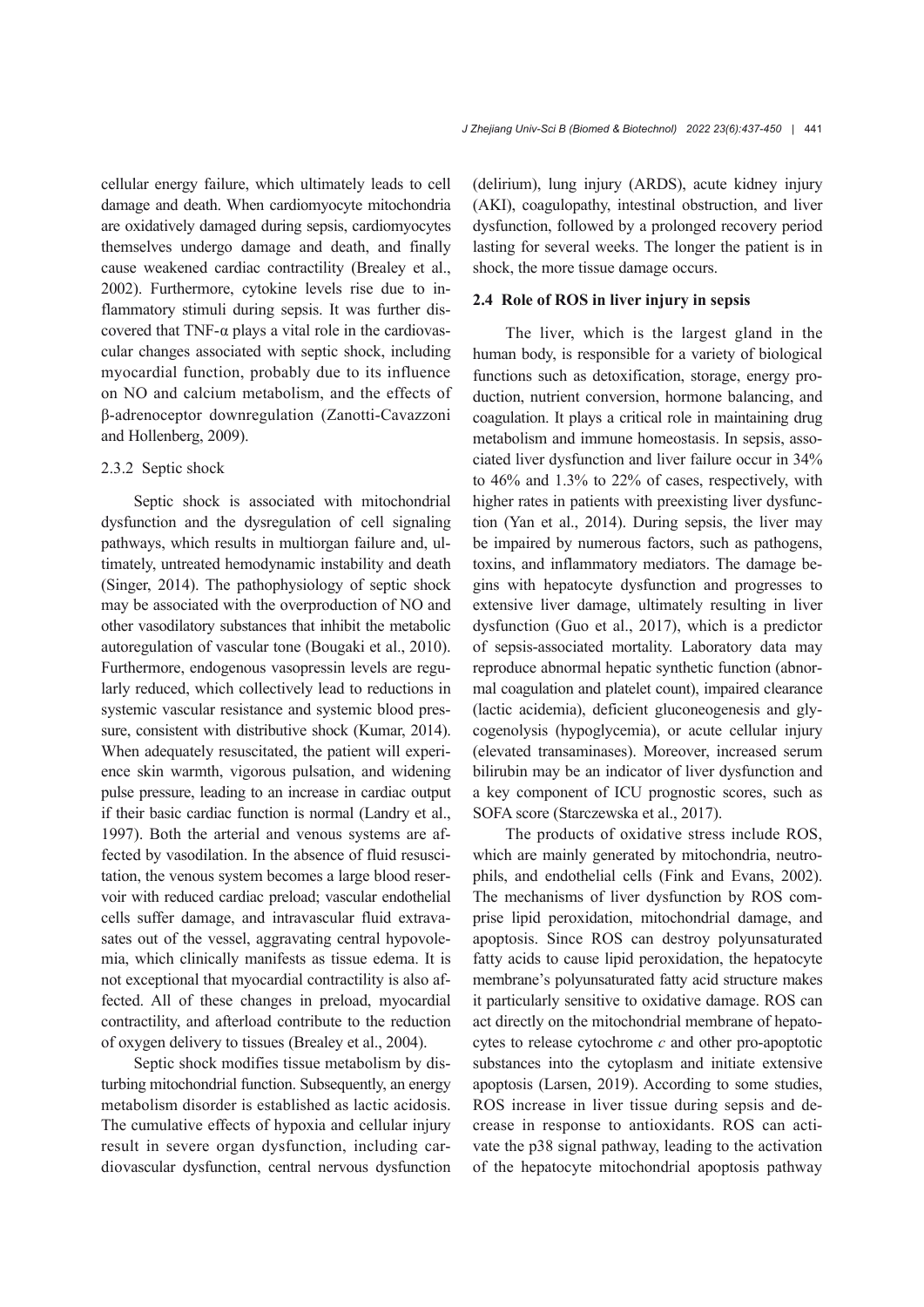cellular energy failure, which ultimately leads to cell damage and death. When cardiomyocyte mitochondria are oxidatively damaged during sepsis, cardiomyocytes themselves undergo damage and death, and finally cause weakened cardiac contractility (Brealey et al., 2002). Furthermore, cytokine levels rise due to inflammatory stimuli during sepsis. It was further discovered that TNF-α plays a vital role in the cardiovascular changes associated with septic shock, including myocardial function, probably due to its influence on NO and calcium metabolism, and the effects of β-adrenoceptor downregulation (Zanotti-Cavazzoni and Hollenberg, 2009).

#### 2.3.2 Septic shock

Septic shock is associated with mitochondrial dysfunction and the dysregulation of cell signaling pathways, which results in multiorgan failure and, ultimately, untreated hemodynamic instability and death (Singer, 2014). The pathophysiology of septic shock may be associated with the overproduction of NO and other vasodilatory substances that inhibit the metabolic autoregulation of vascular tone (Bougaki et al., 2010). Furthermore, endogenous vasopressin levels are regularly reduced, which collectively lead to reductions in systemic vascular resistance and systemic blood pressure, consistent with distributive shock (Kumar, 2014). When adequately resuscitated, the patient will experience skin warmth, vigorous pulsation, and widening pulse pressure, leading to an increase in cardiac output if their basic cardiac function is normal (Landry et al., 1997). Both the arterial and venous systems are affected by vasodilation. In the absence of fluid resuscitation, the venous system becomes a large blood reservoir with reduced cardiac preload; vascular endothelial cells suffer damage, and intravascular fluid extravasates out of the vessel, aggravating central hypovolemia, which clinically manifests as tissue edema. It is not exceptional that myocardial contractility is also affected. All of these changes in preload, myocardial contractility, and afterload contribute to the reduction of oxygen delivery to tissues (Brealey et al., 2004).

Septic shock modifies tissue metabolism by disturbing mitochondrial function. Subsequently, an energy metabolism disorder is established as lactic acidosis. The cumulative effects of hypoxia and cellular injury result in severe organ dysfunction, including cardiovascular dysfunction, central nervous dysfunction (delirium), lung injury (ARDS), acute kidney injury (AKI), coagulopathy, intestinal obstruction, and liver dysfunction, followed by a prolonged recovery period lasting for several weeks. The longer the patient is in shock, the more tissue damage occurs.

### 2.4 Role of ROS in liver injury in sepsis

The liver, which is the largest gland in the human body, is responsible for a variety of biological functions such as detoxification, storage, energy production, nutrient conversion, hormone balancing, and coagulation. It plays a critical role in maintaining drug metabolism and immune homeostasis. In sepsis, associated liver dysfunction and liver failure occur in 34% to 46% and 1.3% to 22% of cases, respectively, with higher rates in patients with preexisting liver dysfunction (Yan et al., 2014). During sepsis, the liver may be impaired by numerous factors, such as pathogens, toxins, and inflammatory mediators. The damage begins with hepatocyte dysfunction and progresses to extensive liver damage, ultimately resulting in liver dysfunction (Guo et al., 2017), which is a predictor of sepsis-associated mortality. Laboratory data may reproduce abnormal hepatic synthetic function (abnormal coagulation and platelet count), impaired clearance (lactic acidemia), deficient gluconeogenesis and glycogenolysis (hypoglycemia), or acute cellular injury (elevated transaminases). Moreover, increased serum bilirubin may be an indicator of liver dysfunction and a key component of ICU prognostic scores, such as SOFA score (Starczewska et al., 2017).

The products of oxidative stress include ROS, which are mainly generated by mitochondria, neutrophils, and endothelial cells (Fink and Evans, 2002). The mechanisms of liver dysfunction by ROS comprise lipid peroxidation, mitochondrial damage, and apoptosis. Since ROS can destroy polyunsaturated fatty acids to cause lipid peroxidation, the hepatocyte membrane's polyunsaturated fatty acid structure makes it particularly sensitive to oxidative damage. ROS can act directly on the mitochondrial membrane of hepatocytes to release cytochrome *c* and other pro-apoptotic substances into the cytoplasm and initiate extensive apoptosis (Larsen, 2019). According to some studies, ROS increase in liver tissue during sepsis and decrease in response to antioxidants. ROS can activate the p38 signal pathway, leading to the activation of the hepatocyte mitochondrial apoptosis pathway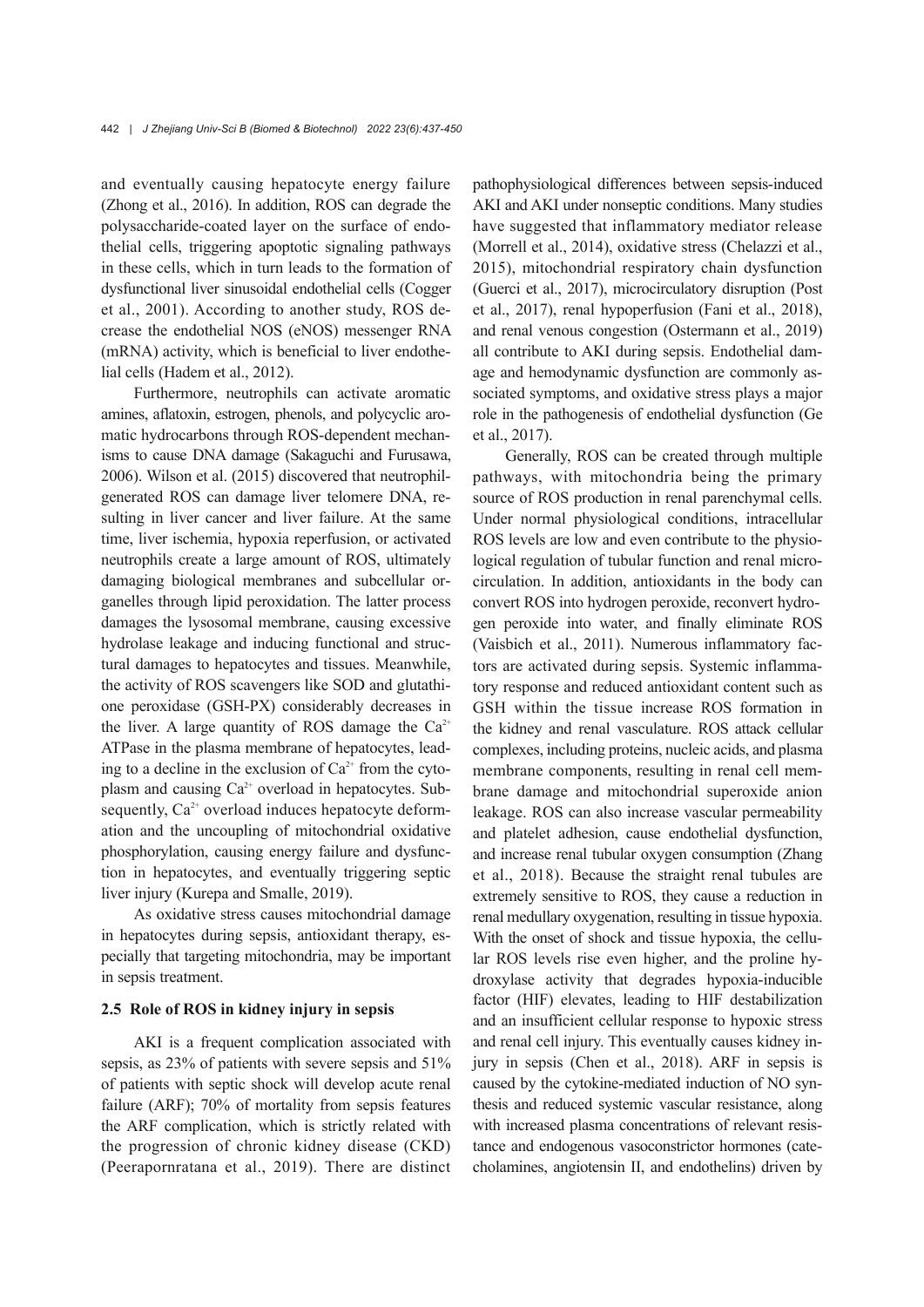and eventually causing hepatocyte energy failure (Zhong et al., 2016). In addition, ROS can degrade the polysaccharide-coated layer on the surface of endothelial cells, triggering apoptotic signaling pathways in these cells, which in turn leads to the formation of dysfunctional liver sinusoidal endothelial cells (Cogger et al., 2001). According to another study, ROS decrease the endothelial NOS (eNOS) messenger RNA (mRNA) activity, which is beneficial to liver endothelial cells (Hadem et al., 2012).

Furthermore, neutrophils can activate aromatic amines, aflatoxin, estrogen, phenols, and polycyclic aromatic hydrocarbons through ROS-dependent mechanisms to cause DNA damage (Sakaguchi and Furusawa, 2006). Wilson et al. (2015) discovered that neutrophil-generated ROS can damage liver telomere DNA, resulting in liver cancer and liver failure. At the same time, liver ischemia, hypoxia reperfusion, or activated neutrophils create a large amount of ROS, ultimately damaging biological membranes and subcellular organelles through lipid peroxidation. The latter process damages the lysosomal membrane, causing excessive hydrolase leakage and inducing functional and structural damages to hepatocytes and tissues. Meanwhile, the activity of ROS scavengers like SOD and glutathione peroxidase (GSH-PX) considerably decreases in the liver. A large quantity of ROS damage the $Ca^{2+}$ ATPase in the plasma membrane of hepatocytes, leading to a decline in the exclusion of $Ca^{2+}$ from the cytoplasm and causing $Ca^{2+}$ overload in hepatocytes. Subsequently, $Ca^{2+}$ overload induces hepatocyte deformation and the uncoupling of mitochondrial oxidative phosphorylation, causing energy failure and dysfunction in hepatocytes, and eventually triggering septic liver injury (Kurepa and Smalle, 2019).

As oxidative stress causes mitochondrial damage in hepatocytes during sepsis, antioxidant therapy, especially that targeting mitochondria, may be important in sepsis treatment.

### 2.5 Role of ROS in kidney injury in sepsis

AKI is a frequent complication associated with sepsis, as 23% of patients with severe sepsis and 51% of patients with septic shock will develop acute renal failure (ARF); 70% of mortality from sepsis features the ARF complication, which is strictly related with the progression of chronic kidney disease (CKD) (Peerapornratana et al., 2019). There are distinct pathophysiological differences between sepsis-induced AKI and AKI under nonseptic conditions. Many studies have suggested that inflammatory mediator release (Morrell et al., 2014), oxidative stress (Chelazzi et al., 2015), mitochondrial respiratory chain dysfunction (Guerci et al., 2017), microcirculatory disruption (Post et al., 2017), renal hypoperfusion (Fani et al., 2018), and renal venous congestion (Ostermann et al., 2019) all contribute to AKI during sepsis. Endothelial damage and hemodynamic dysfunction are commonly associated symptoms, and oxidative stress plays a major role in the pathogenesis of endothelial dysfunction (Ge et al., 2017).

Generally, ROS can be created through multiple pathways, with mitochondria being the primary source of ROS production in renal parenchymal cells. Under normal physiological conditions, intracellular ROS levels are low and even contribute to the physiological regulation of tubular function and renal microcirculation. In addition, antioxidants in the body can convert ROS into hydrogen peroxide, reconvert hydrogen peroxide into water, and finally eliminate ROS (Vaisbich et al., 2011). Numerous inflammatory factors are activated during sepsis. Systemic inflammatory response and reduced antioxidant content such as GSH within the tissue increase ROS formation in the kidney and renal vasculature. ROS attack cellular complexes, including proteins, nucleic acids, and plasma membrane components, resulting in renal cell membrane damage and mitochondrial superoxide anion leakage. ROS can also increase vascular permeability and platelet adhesion, cause endothelial dysfunction, and increase renal tubular oxygen consumption (Zhang et al., 2018). Because the straight renal tubules are extremely sensitive to ROS, they cause a reduction in renal medullary oxygenation, resulting in tissue hypoxia. With the onset of shock and tissue hypoxia, the cellular ROS levels rise even higher, and the proline hydroxylase activity that degrades hypoxia-inducible factor (HIF) elevates, leading to HIF destabilization and an insufficient cellular response to hypoxic stress and renal cell injury. This eventually causes kidney injury in sepsis (Chen et al., 2018). ARF in sepsis is caused by the cytokine-mediated induction of NO synthesis and reduced systemic vascular resistance, along with increased plasma concentrations of relevant resistance and endogenous vasoconstrictor hormones (catecholamines, angiotensin II, and endothelins) driven by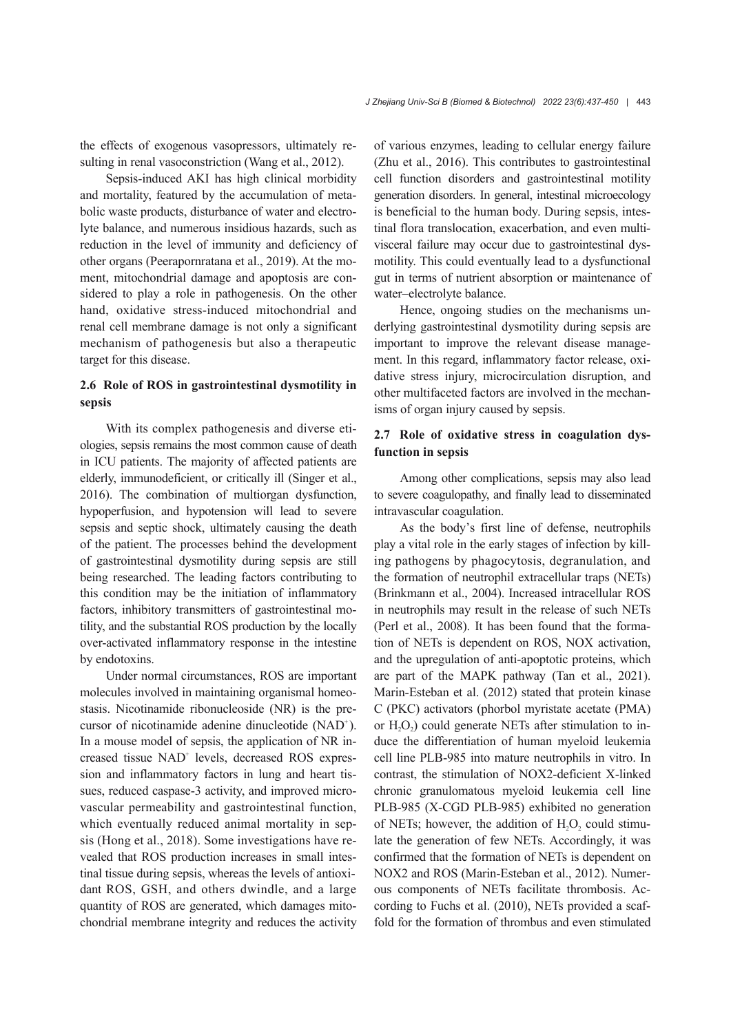the effects of exogenous vasopressors, ultimately resulting in renal vasoconstriction (Wang et al., 2012).

Sepsis-induced AKI has high clinical morbidity and mortality, featured by the accumulation of metabolic waste products, disturbance of water and electrolyte balance, and numerous insidious hazards, such as reduction in the level of immunity and deficiency of other organs (Peerapornratana et al., 2019). At the moment, mitochondrial damage and apoptosis are considered to play a role in pathogenesis. On the other hand, oxidative stress-induced mitochondrial and renal cell membrane damage is not only a significant mechanism of pathogenesis but also a therapeutic target for this disease.

### 2.6 Role of ROS in gastrointestinal dysmotility in sepsis

With its complex pathogenesis and diverse etiologies, sepsis remains the most common cause of death in ICU patients. The majority of affected patients are elderly, immunodeficient, or critically ill (Singer et al., 2016). The combination of multiorgan dysfunction, hypoperfusion, and hypotension will lead to severe sepsis and septic shock, ultimately causing the death of the patient. The processes behind the development of gastrointestinal dysmotility during sepsis are still being researched. The leading factors contributing to this condition may be the initiation of inflammatory factors, inhibitory transmitters of gastrointestinal motility, and the substantial ROS production by the locally over-activated inflammatory response in the intestine by endotoxins.

Under normal circumstances, ROS are important molecules involved in maintaining organismal homeostasis. Nicotinamide ribonucleoside (NR) is the precursor of nicotinamide adenine dinucleotide ($NAD^+$). In a mouse model of sepsis, the application of NR increased tissue $NAD^+$ levels, decreased ROS expression and inflammatory factors in lung and heart tissues, reduced caspase-3 activity, and improved microvascular permeability and gastrointestinal function, which eventually reduced animal mortality in sepsis (Hong et al., 2018). Some investigations have revealed that ROS production increases in small intestinal tissue during sepsis, whereas the levels of antioxidant ROS, GSH, and others dwindle, and a large quantity of ROS are generated, which damages mitochondrial membrane integrity and reduces the activity of various enzymes, leading to cellular energy failure (Zhu et al., 2016). This contributes to gastrointestinal cell function disorders and gastrointestinal motility generation disorders. In general, intestinal microecology is beneficial to the human body. During sepsis, intestinal flora translocation, exacerbation, and even multivisceral failure may occur due to gastrointestinal dysmotility. This could eventually lead to a dysfunctional gut in terms of nutrient absorption or maintenance of water–electrolyte balance.

Hence, ongoing studies on the mechanisms underlying gastrointestinal dysmotility during sepsis are important to improve the relevant disease management. In this regard, inflammatory factor release, oxidative stress injury, microcirculation disruption, and other multifaceted factors are involved in the mechanisms of organ injury caused by sepsis.

### 2.7 Role of oxidative stress in coagulation dysfunction in sepsis

Among other complications, sepsis may also lead to severe coagulopathy, and finally lead to disseminated intravascular coagulation.

As the body's first line of defense, neutrophils play a vital role in the early stages of infection by killing pathogens by phagocytosis, degranulation, and the formation of neutrophil extracellular traps (NETs) (Brinkmann et al., 2004). Increased intracellular ROS in neutrophils may result in the release of such NETs (Perl et al., 2008). It has been found that the formation of NETs is dependent on ROS, NOX activation, and the upregulation of anti-apoptotic proteins, which are part of the MAPK pathway (Tan et al., 2021). Marin-Esteban et al. (2012) stated that protein kinase C (PKC) activators (phorbol myristate acetate (PMA) or $H_2O_2$) could generate NETs after stimulation to induce the differentiation of human myeloid leukemia cell line PLB-985 into mature neutrophils in vitro. In contrast, the stimulation of NOX2-deficient X-linked chronic granulomatous myeloid leukemia cell line PLB-985 (X-CGD PLB-985) exhibited no generation of NETs; however, the addition of $H_2O_2$ could stimulate the generation of few NETs. Accordingly, it was confirmed that the formation of NETs is dependent on NOX2 and ROS (Marin-Esteban et al., 2012). Numerous components of NETs facilitate thrombosis. According to Fuchs et al. (2010), NETs provided a scaffold for the formation of thrombus and even stimulated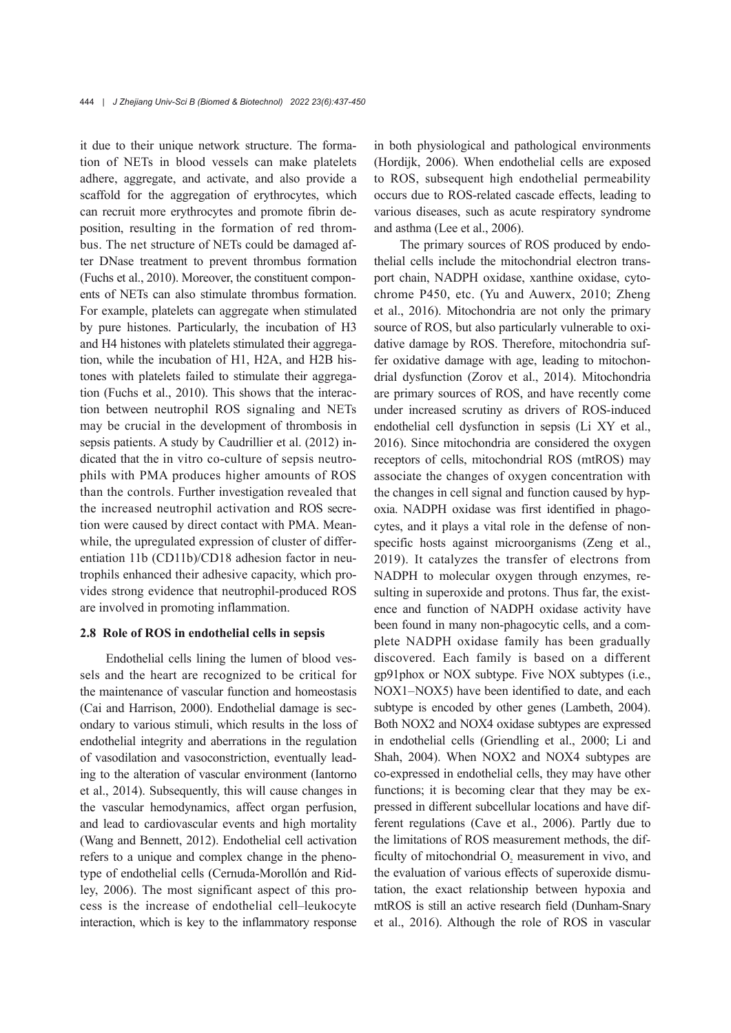it due to their unique network structure. The formation of NETs in blood vessels can make platelets adhere, aggregate, and activate, and also provide a scaffold for the aggregation of erythrocytes, which can recruit more erythrocytes and promote fibrin deposition, resulting in the formation of red thrombus. The net structure of NETs could be damaged after DNase treatment to prevent thrombus formation (Fuchs et al., 2010). Moreover, the constituent components of NETs can also stimulate thrombus formation. For example, platelets can aggregate when stimulated by pure histones. Particularly, the incubation of H3 and H4 histones with platelets stimulated their aggregation, while the incubation of H1, H2A, and H2B histones with platelets failed to stimulate their aggregation (Fuchs et al., 2010). This shows that the interaction between neutrophil ROS signaling and NETs may be crucial in the development of thrombosis in sepsis patients. A study by Caudrillier et al. (2012) indicated that the in vitro co-culture of sepsis neutrophils with PMA produces higher amounts of ROS than the controls. Further investigation revealed that the increased neutrophil activation and ROS secretion were caused by direct contact with PMA. Meanwhile, the upregulated expression of cluster of differentiation 11b (CD11b)/CD18 adhesion factor in neutrophils enhanced their adhesive capacity, which provides strong evidence that neutrophil-produced ROS are involved in promoting inflammation.

### 2.8 Role of ROS in endothelial cells in sepsis

Endothelial cells lining the lumen of blood vessels and the heart are recognized to be critical for the maintenance of vascular function and homeostasis (Cai and Harrison, 2000). Endothelial damage is secondary to various stimuli, which results in the loss of endothelial integrity and aberrations in the regulation of vasodilation and vasoconstriction, eventually leading to the alteration of vascular environment (Iantorno et al., 2014). Subsequently, this will cause changes in the vascular hemodynamics, affect organ perfusion, and lead to cardiovascular events and high mortality (Wang and Bennett, 2012). Endothelial cell activation refers to a unique and complex change in the phenotype of endothelial cells (Cernuda-Morollón and Ridley, 2006). The most significant aspect of this process is the increase of endothelial cell–leukocyte interaction, which is key to the inflammatory response in both physiological and pathological environments (Hordijk, 2006). When endothelial cells are exposed to ROS, subsequent high endothelial permeability occurs due to ROS-related cascade effects, leading to various diseases, such as acute respiratory syndrome and asthma (Lee et al., 2006).

The primary sources of ROS produced by endothelial cells include the mitochondrial electron transport chain, NADPH oxidase, xanthine oxidase, cytochrome P450, etc. (Yu and Auwerx, 2010; Zheng et al., 2016). Mitochondria are not only the primary source of ROS, but also particularly vulnerable to oxidative damage by ROS. Therefore, mitochondria suffer oxidative damage with age, leading to mitochondrial dysfunction (Zorov et al., 2014). Mitochondria are primary sources of ROS, and have recently come under increased scrutiny as drivers of ROS-induced endothelial cell dysfunction in sepsis (Li XY et al., 2016). Since mitochondria are considered the oxygen receptors of cells, mitochondrial ROS (mtROS) may associate the changes of oxygen concentration with the changes in cell signal and function caused by hypoxia. NADPH oxidase was first identified in phagocytes, and it plays a vital role in the defense of nonspecific hosts against microorganisms (Zeng et al., 2019). It catalyzes the transfer of electrons from NADPH to molecular oxygen through enzymes, resulting in superoxide and protons. Thus far, the existence and function of NADPH oxidase activity have been found in many non-phagocytic cells, and a complete NADPH oxidase family has been gradually discovered. Each family is based on a different gp91phox or NOX subtype. Five NOX subtypes (i.e., NOX1–NOX5) have been identified to date, and each subtype is encoded by other genes (Lambeth, 2004). Both NOX2 and NOX4 oxidase subtypes are expressed in endothelial cells (Griendling et al., 2000; Li and Shah, 2004). When NOX2 and NOX4 subtypes are co-expressed in endothelial cells, they may have other functions; it is becoming clear that they may be expressed in different subcellular locations and have different regulations (Cave et al., 2006). Partly due to the limitations of ROS measurement methods, the difficulty of mitochondrial $O_2$ measurement in vivo, and the evaluation of various effects of superoxide dismutation, the exact relationship between hypoxia and mtROS is still an active research field (Dunham-Snary et al., 2016). Although the role of ROS in vascular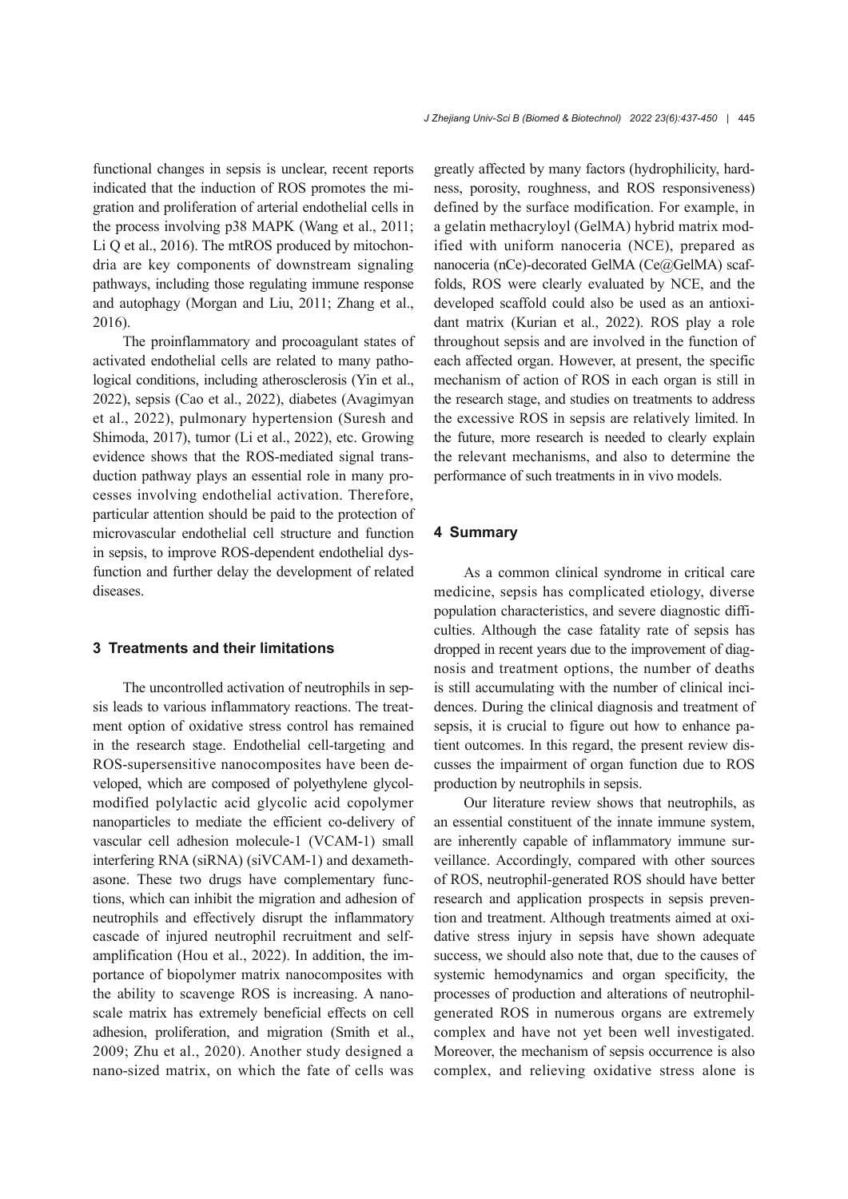functional changes in sepsis is unclear, recent reports indicated that the induction of ROS promotes the migration and proliferation of arterial endothelial cells in the process involving p38 MAPK (Wang et al., 2011; Li Q et al., 2016). The mtROS produced by mitochondria are key components of downstream signaling pathways, including those regulating immune response and autophagy (Morgan and Liu, 2011; Zhang et al., 2016).

The proinflammatory and procoagulant states of activated endothelial cells are related to many pathological conditions, including atherosclerosis (Yin et al., 2022), sepsis (Cao et al., 2022), diabetes (Avagimyan et al., 2022), pulmonary hypertension (Suresh and Shimoda, 2017), tumor (Li et al., 2022), etc. Growing evidence shows that the ROS-mediated signal transduction pathway plays an essential role in many processes involving endothelial activation. Therefore, particular attention should be paid to the protection of microvascular endothelial cell structure and function in sepsis, to improve ROS-dependent endothelial dysfunction and further delay the development of related diseases.

## 3 Treatments and their limitations

The uncontrolled activation of neutrophils in sepsis leads to various inflammatory reactions. The treatment option of oxidative stress control has remained in the research stage. Endothelial cell-targeting and ROS-supersensitive nanocomposites have been developed, which are composed of polyethylene glycol-modified polylactic acid glycolic acid copolymer nanoparticles to mediate the efficient co-delivery of vascular cell adhesion molecule-1 (VCAM-1) small interfering RNA (siRNA) (siVCAM-1) and dexamethasone. These two drugs have complementary functions, which can inhibit the migration and adhesion of neutrophils and effectively disrupt the inflammatory cascade of injured neutrophil recruitment and self-amplification (Hou et al., 2022). In addition, the importance of biopolymer matrix nanocomposites with the ability to scavenge ROS is increasing. A nanoscale matrix has extremely beneficial effects on cell adhesion, proliferation, and migration (Smith et al., 2009; Zhu et al., 2020). Another study designed a nano-sized matrix, on which the fate of cells was greatly affected by many factors (hydrophilicity, hardness, porosity, roughness, and ROS responsiveness) defined by the surface modification. For example, in a gelatin methacryloyl (GelMA) hybrid matrix modified with uniform nanoceria (NCE), prepared as nanoceria (nCe)-decorated GelMA (Ce@GelMA) scaffolds, ROS were clearly evaluated by NCE, and the developed scaffold could also be used as an antioxidant matrix (Kurian et al., 2022). ROS play a role throughout sepsis and are involved in the function of each affected organ. However, at present, the specific mechanism of action of ROS in each organ is still in the research stage, and studies on treatments to address the excessive ROS in sepsis are relatively limited. In the future, more research is needed to clearly explain the relevant mechanisms, and also to determine the performance of such treatments in in vivo models.

## 4 Summary

As a common clinical syndrome in critical care medicine, sepsis has complicated etiology, diverse population characteristics, and severe diagnostic difficulties. Although the case fatality rate of sepsis has dropped in recent years due to the improvement of diagnosis and treatment options, the number of deaths is still accumulating with the number of clinical incidences. During the clinical diagnosis and treatment of sepsis, it is crucial to figure out how to enhance patient outcomes. In this regard, the present review discusses the impairment of organ function due to ROS production by neutrophils in sepsis.

Our literature review shows that neutrophils, as an essential constituent of the innate immune system, are inherently capable of inflammatory immune surveillance. Accordingly, compared with other sources of ROS, neutrophil-generated ROS should have better research and application prospects in sepsis prevention and treatment. Although treatments aimed at oxidative stress injury in sepsis have shown adequate success, we should also note that, due to the causes of systemic hemodynamics and organ specificity, the processes of production and alterations of neutrophil-generated ROS in numerous organs are extremely complex and have not yet been well investigated. Moreover, the mechanism of sepsis occurrence is also complex, and relieving oxidative stress alone is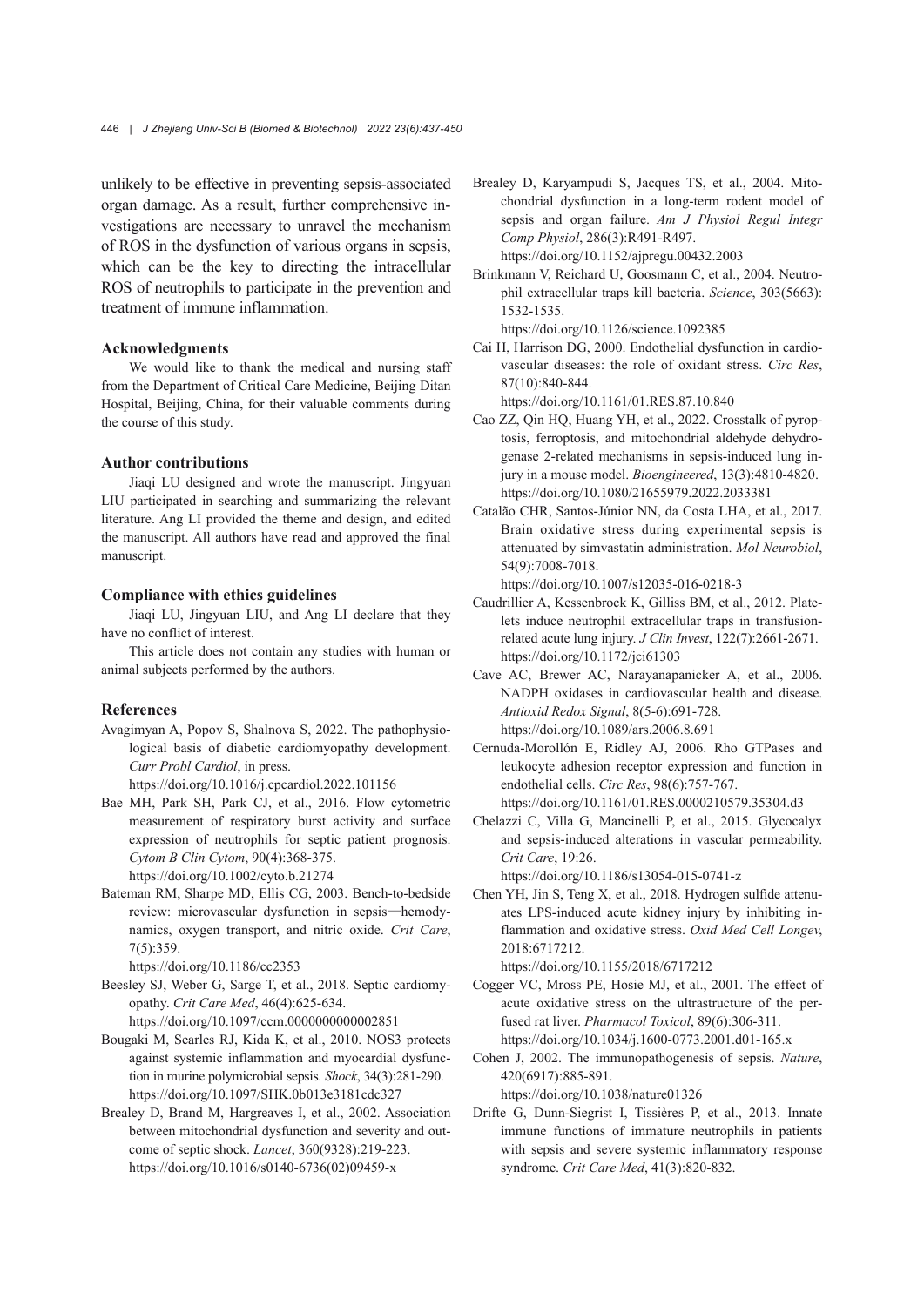unlikely to be effective in preventing sepsis-associated organ damage. As a result, further comprehensive investigations are necessary to unravel the mechanism of ROS in the dysfunction of various organs in sepsis, which can be the key to directing the intracellular ROS of neutrophils to participate in the prevention and treatment of immune inflammation.

### Acknowledgments

We would like to thank the medical and nursing staff from the Department of Critical Care Medicine, Beijing Ditan Hospital, Beijing, China, for their valuable comments during the course of this study.

### Author contributions

Jiaqi LU designed and wrote the manuscript. Jingyuan LIU participated in searching and summarizing the relevant literature. Ang LI provided the theme and design, and edited the manuscript. All authors have read and approved the final manuscript.

### Compliance with ethics guidelines

Jiaqi LU, Jingyuan LIU, and Ang LI declare that they have no conflict of interest.

This article does not contain any studies with human or animal subjects performed by the authors.

### References

Avagimyan A, Popov S, Shalnova S, 2022. The pathophysiological basis of diabetic cardiomyopathy development. *Curr Probl Cardiol*, in press. https://doi.org/10.1016/j.cpcardiol.2022.101156

Bae MH, Park SH, Park CJ, et al., 2016. Flow cytometric measurement of respiratory burst activity and surface expression of neutrophils for septic patient prognosis. *Cytom B Clin Cytom*, 90(4):368-375. https://doi.org/10.1002/cyto.b.21274

Bateman RM, Sharpe MD, Ellis CG, 2003. Bench-to-bedside review: microvascular dysfunction in sepsis—hemodynamics, oxygen transport, and nitric oxide. *Crit Care*, 7(5):359. https://doi.org/10.1186/cc2353

Beesley SJ, Weber G, Sarge T, et al., 2018. Septic cardiomyopathy. *Crit Care Med*, 46(4):625-634. https://doi.org/10.1097/ccm.0000000000002851

Bougaki M, Searles RJ, Kida K, et al., 2010. NOS3 protects against systemic inflammation and myocardial dysfunction in murine polymicrobial sepsis. *Shock*, 34(3):281-290. https://doi.org/10.1097/SHK.0b013e3181cdc327

Brealey D, Brand M, Hargreaves I, et al., 2002. Association between mitochondrial dysfunction and severity and outcome of septic shock. *Lancet*, 360(9328):219-223. https://doi.org/10.1016/s0140-6736(02)09459-x

Brealey D, Karyampudi S, Jacques TS, et al., 2004. Mitochondrial dysfunction in a long-term rodent model of sepsis and organ failure. *Am J Physiol Regul Integr Comp Physiol*, 286(3):R491-R497. https://doi.org/10.1152/ajpregu.00432.2003

Brinkmann V, Reichard U, Goosmann C, et al., 2004. Neutrophil extracellular traps kill bacteria. *Science*, 303(5663): 1532-1535. https://doi.org/10.1126/science.1092385

Cai H, Harrison DG, 2000. Endothelial dysfunction in cardiovascular diseases: the role of oxidant stress. *Circ Res*, 87(10):840-844. https://doi.org/10.1161/01.RES.87.10.840

Cao ZZ, Qin HQ, Huang YH, et al., 2022. Crosstalk of pyroptosis, ferroptosis, and mitochondrial aldehyde dehydrogenase 2-related mechanisms in sepsis-induced lung injury in a mouse model. *Bioengineered*, 13(3):4810-4820. https://doi.org/10.1080/21655979.2022.2033381

Catalão CHR, Santos-Júnior NN, da Costa LHA, et al., 2017. Brain oxidative stress during experimental sepsis is attenuated by simvastatin administration. *Mol Neurobiol*, 54(9):7008-7018. https://doi.org/10.1007/s12035-016-0218-3

Caudrillier A, Kessenbrock K, Gilliss BM, et al., 2012. Platelets induce neutrophil extracellular traps in transfusion-related acute lung injury. *J Clin Invest*, 122(7):2661-2671. https://doi.org/10.1172/jci61303

Cave AC, Brewer AC, Narayanapanicker A, et al., 2006. NADPH oxidases in cardiovascular health and disease. *Antioxid Redox Signal*, 8(5-6):691-728. https://doi.org/10.1089/ars.2006.8.691

Cernuda-Morollón E, Ridley AJ, 2006. Rho GTPases and leukocyte adhesion receptor expression and function in endothelial cells. *Circ Res*, 98(6):757-767. https://doi.org/10.1161/01.RES.0000210579.35304.d3

Chelazzi C, Villa G, Mancinelli P, et al., 2015. Glycocalyx and sepsis-induced alterations in vascular permeability. *Crit Care*, 19:26. https://doi.org/10.1186/s13054-015-0741-z

Chen YH, Jin S, Teng X, et al., 2018. Hydrogen sulfide attenuates LPS-induced acute kidney injury by inhibiting inflammation and oxidative stress. *Oxid Med Cell Longev*, 2018:6717212. https://doi.org/10.1155/2018/6717212

Cogger VC, Mross PE, Hosie MJ, et al., 2001. The effect of acute oxidative stress on the ultrastructure of the perfused rat liver. *Pharmacol Toxicol*, 89(6):306-311. https://doi.org/10.1034/j.1600-0773.2001.d01-165.x

Cohen J, 2002. The immunopathogenesis of sepsis. *Nature*, 420(6917):885-891. https://doi.org/10.1038/nature01326

Drifte G, Dunn-Siegrist I, Tissières P, et al., 2013. Innate immune functions of immature neutrophils in patients with sepsis and severe systemic inflammatory response syndrome. *Crit Care Med*, 41(3):820-832.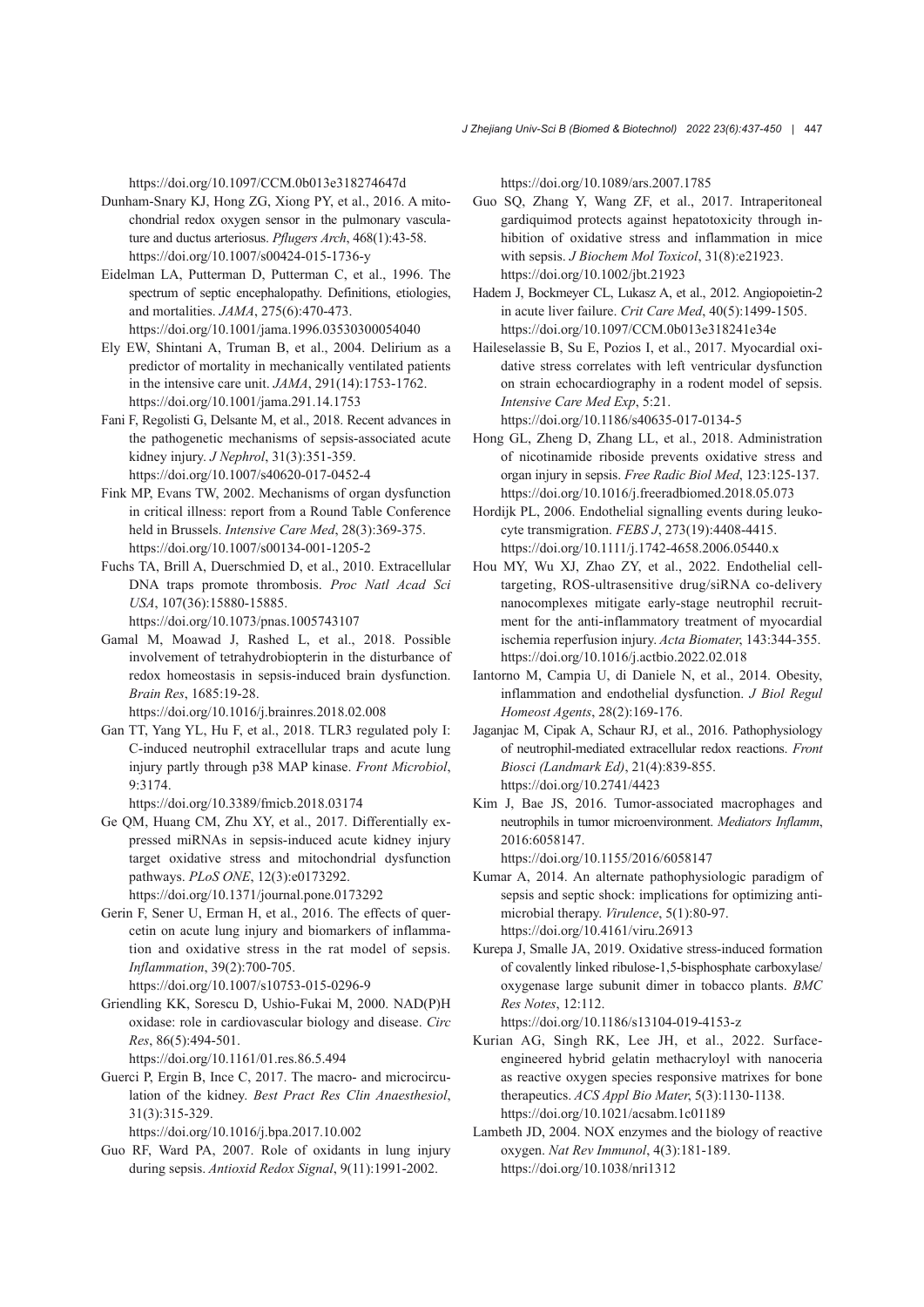https://doi.org/10.1097/CCM.0b013e318274647d

Dunham-Snary KJ, Hong ZG, Xiong PY, et al., 2016. A mitochondrial redox oxygen sensor in the pulmonary vasculature and ductus arteriosus. *Pflugers Arch*, 468(1):43-58. https://doi.org/10.1007/s00424-015-1736-y

Eidelman LA, Putterman D, Putterman C, et al., 1996. The spectrum of septic encephalopathy. Definitions, etiologies, and mortalities. *JAMA*, 275(6):470-473. https://doi.org/10.1001/jama.1996.03530300054040

Ely EW, Shintani A, Truman B, et al., 2004. Delirium as a predictor of mortality in mechanically ventilated patients in the intensive care unit. *JAMA*, 291(14):1753-1762. https://doi.org/10.1001/jama.291.14.1753

Fani F, Regolisti G, Delsante M, et al., 2018. Recent advances in the pathogenetic mechanisms of sepsis-associated acute kidney injury. *J Nephrol*, 31(3):351-359. https://doi.org/10.1007/s40620-017-0452-4

Fink MP, Evans TW, 2002. Mechanisms of organ dysfunction in critical illness: report from a Round Table Conference held in Brussels. *Intensive Care Med*, 28(3):369-375. https://doi.org/10.1007/s00134-001-1205-2

Fuchs TA, Brill A, Duerschmied D, et al., 2010. Extracellular DNA traps promote thrombosis. *Proc Natl Acad Sci USA*, 107(36):15880-15885. https://doi.org/10.1073/pnas.1005743107

Gamal M, Moawad J, Rashed L, et al., 2018. Possible involvement of tetrahydrobiopterin in the disturbance of redox homeostasis in sepsis-induced brain dysfunction. *Brain Res*, 1685:19-28. https://doi.org/10.1016/j.brainres.2018.02.008

Gan TT, Yang YL, Hu F, et al., 2018. TLR3 regulated poly I: C-induced neutrophil extracellular traps and acute lung injury partly through p38 MAP kinase. *Front Microbiol*, 9:3174. https://doi.org/10.3389/fmicb.2018.03174

Ge QM, Huang CM, Zhu XY, et al., 2017. Differentially expressed miRNAs in sepsis-induced acute kidney injury target oxidative stress and mitochondrial dysfunction pathways. *PLoS ONE*, 12(3):e0173292. https://doi.org/10.1371/journal.pone.0173292

Gerin F, Sener U, Erman H, et al., 2016. The effects of quercetin on acute lung injury and biomarkers of inflammation and oxidative stress in the rat model of sepsis. *Inflammation*, 39(2):700-705. https://doi.org/10.1007/s10753-015-0296-9

Griendling KK, Sorescu D, Ushio-Fukai M, 2000. NAD(P)H oxidase: role in cardiovascular biology and disease. *Circ Res*, 86(5):494-501. https://doi.org/10.1161/01.res.86.5.494

Guerci P, Ergin B, Ince C, 2017. The macro- and microcirculation of the kidney. *Best Pract Res Clin Anaesthesiol*, 31(3):315-329. https://doi.org/10.1016/j.bpa.2017.10.002

Guo RF, Ward PA, 2007. Role of oxidants in lung injury during sepsis. *Antioxid Redox Signal*, 9(11):1991-2002. https://doi.org/10.1089/ars.2007.1785

Guo SQ, Zhang Y, Wang ZF, et al., 2017. Intraperitoneal gardiquimod protects against hepatotoxicity through inhibition of oxidative stress and inflammation in mice with sepsis. *J Biochem Mol Toxicol*, 31(8):e21923. https://doi.org/10.1002/jbt.21923

Hadem J, Bockmeyer CL, Lukasz A, et al., 2012. Angiopoietin-2 in acute liver failure. *Crit Care Med*, 40(5):1499-1505. https://doi.org/10.1097/CCM.0b013e318241e34e

Haileselassie B, Su E, Pozios I, et al., 2017. Myocardial oxidative stress correlates with left ventricular dysfunction on strain echocardiography in a rodent model of sepsis. *Intensive Care Med Exp*, 5:21. https://doi.org/10.1186/s40635-017-0134-5

Hong GL, Zheng D, Zhang LL, et al., 2018. Administration of nicotinamide riboside prevents oxidative stress and organ injury in sepsis. *Free Radic Biol Med*, 123:125-137. https://doi.org/10.1016/j.freeradbiomed.2018.05.073

Hordijk PL, 2006. Endothelial signalling events during leukocyte transmigration. *FEBS J*, 273(19):4408-4415. https://doi.org/10.1111/j.1742-4658.2006.05440.x

Hou MY, Wu XJ, Zhao ZY, et al., 2022. Endothelial cell-targeting, ROS-ultrasensitive drug/siRNA co-delivery nanocomplexes mitigate early-stage neutrophil recruitment for the anti-inflammatory treatment of myocardial ischemia reperfusion injury. *Acta Biomater*, 143:344-355. https://doi.org/10.1016/j.actbio.2022.02.018

Iantorno M, Campia U, di Daniele N, et al., 2014. Obesity, inflammation and endothelial dysfunction. *J Biol Regul Homeost Agents*, 28(2):169-176.

Jaganjac M, Cipak A, Schaur RJ, et al., 2016. Pathophysiology of neutrophil-mediated extracellular redox reactions. *Front Biosci (Landmark Ed)*, 21(4):839-855. https://doi.org/10.2741/4423

Kim J, Bae JS, 2016. Tumor-associated macrophages and neutrophils in tumor microenvironment. *Mediators Inflamm*, 2016:6058147. https://doi.org/10.1155/2016/6058147

Kumar A, 2014. An alternate pathophysiologic paradigm of sepsis and septic shock: implications for optimizing antimicrobial therapy. *Virulence*, 5(1):80-97. https://doi.org/10.4161/viru.26913

Kurepa J, Smalle JA, 2019. Oxidative stress-induced formation of covalently linked ribulose-1,5-bisphosphate carboxylase/oxygenase large subunit dimer in tobacco plants. *BMC Res Notes*, 12:112. https://doi.org/10.1186/s13104-019-4153-z

Kurian AG, Singh RK, Lee JH, et al., 2022. Surface-engineered hybrid gelatin methacryloyl with nanoceria as reactive oxygen species responsive matrixes for bone therapeutics. *ACS Appl Bio Mater*, 5(3):1130-1138. https://doi.org/10.1021/acsabm.1c01189

Lambeth JD, 2004. NOX enzymes and the biology of reactive oxygen. *Nat Rev Immunol*, 4(3):181-189. https://doi.org/10.1038/nri1312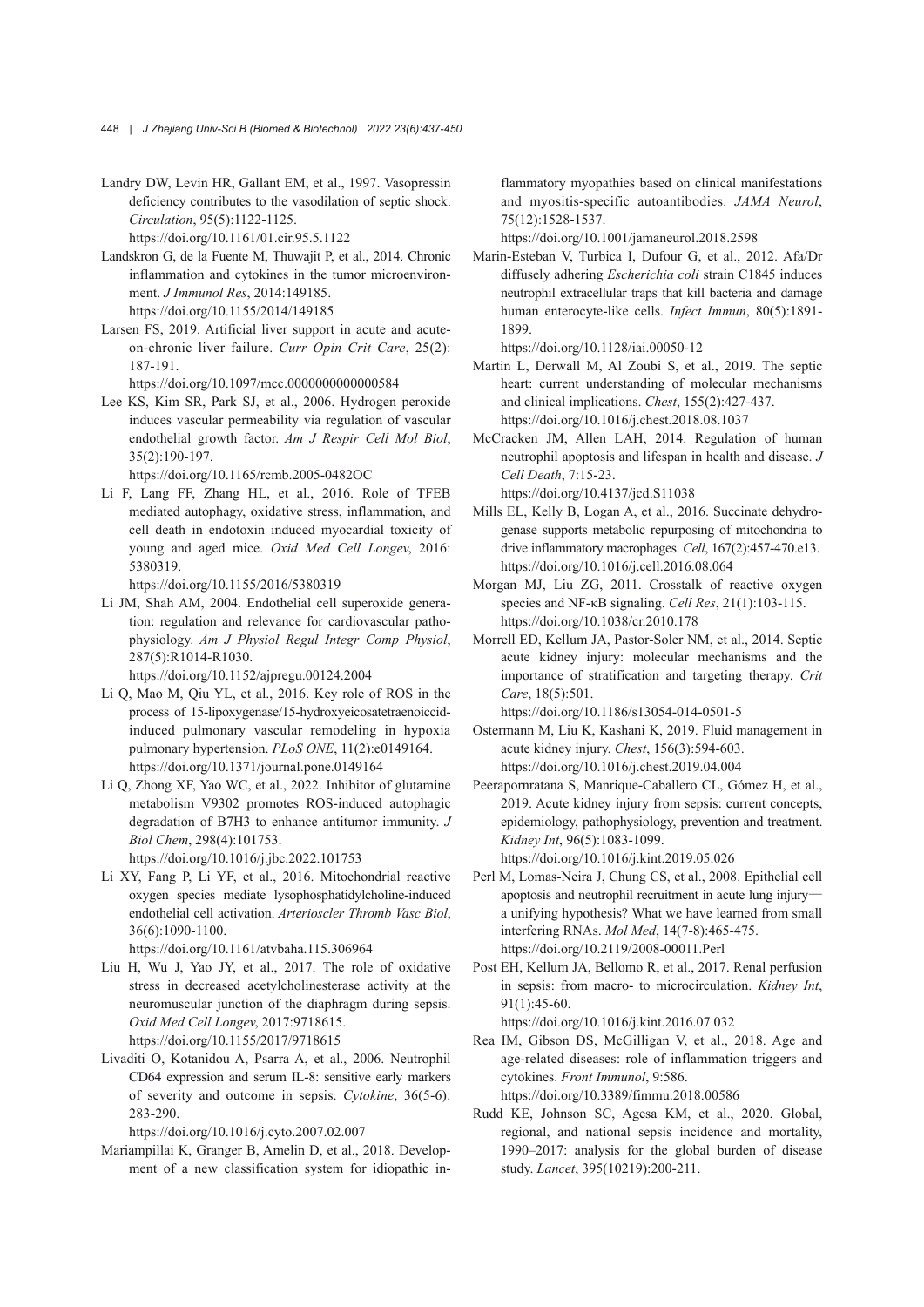Landry DW, Levin HR, Gallant EM, et al., 1997. Vasopressin deficiency contributes to the vasodilation of septic shock. *Circulation*, 95(5):1122-1125. https://doi.org/10.1161/01.cir.95.5.1122

Landskron G, de la Fuente M, Thuwajit P, et al., 2014. Chronic inflammation and cytokines in the tumor microenvironment. *J Immunol Res*, 2014:149185. https://doi.org/10.1155/2014/149185

Larsen FS, 2019. Artificial liver support in acute and acute-on-chronic liver failure. *Curr Opin Crit Care*, 25(2): 187-191. https://doi.org/10.1097/mcc.0000000000000584

Lee KS, Kim SR, Park SJ, et al., 2006. Hydrogen peroxide induces vascular permeability via regulation of vascular endothelial growth factor. *Am J Respir Cell Mol Biol*, 35(2):190-197. https://doi.org/10.1165/rcmb.2005-0482OC

Li F, Lang FF, Zhang HL, et al., 2016. Role of TFEB mediated autophagy, oxidative stress, inflammation, and cell death in endotoxin induced myocardial toxicity of young and aged mice. *Oxid Med Cell Longev*, 2016: 5380319. https://doi.org/10.1155/2016/5380319

Li JM, Shah AM, 2004. Endothelial cell superoxide generation: regulation and relevance for cardiovascular pathophysiology. *Am J Physiol Regul Integr Comp Physiol*, 287(5):R1014-R1030. https://doi.org/10.1152/ajpregu.00124.2004

Li Q, Mao M, Qiu YL, et al., 2016. Key role of ROS in the process of 15-lipoxygenase/15-hydroxyeicosatetraenoiccid-induced pulmonary vascular remodeling in hypoxia pulmonary hypertension. *PLoS ONE*, 11(2):e0149164. https://doi.org/10.1371/journal.pone.0149164

Li Q, Zhong XF, Yao WC, et al., 2022. Inhibitor of glutamine metabolism V9302 promotes ROS-induced autophagic degradation of B7H3 to enhance antitumor immunity. *J Biol Chem*, 298(4):101753. https://doi.org/10.1016/j.jbc.2022.101753

Li XY, Fang P, Li YF, et al., 2016. Mitochondrial reactive oxygen species mediate lysophosphatidylcholine-induced endothelial cell activation. *Arterioscler Thromb Vasc Biol*, 36(6):1090-1100. https://doi.org/10.1161/atvbaha.115.306964

Liu H, Wu J, Yao JY, et al., 2017. The role of oxidative stress in decreased acetylcholinesterase activity at the neuromuscular junction of the diaphragm during sepsis. *Oxid Med Cell Longev*, 2017:9718615. https://doi.org/10.1155/2017/9718615

Livaditi O, Kotanidou A, Psarra A, et al., 2006. Neutrophil CD64 expression and serum IL-8: sensitive early markers of severity and outcome in sepsis. *Cytokine*, 36(5-6): 283-290. https://doi.org/10.1016/j.cyto.2007.02.007

Mariampillai K, Granger B, Amelin D, et al., 2018. Development of a new classification system for idiopathic inflammatory myopathies based on clinical manifestations and myositis-specific autoantibodies. *JAMA Neurol*, 75(12):1528-1537. https://doi.org/10.1001/jamaneurol.2018.2598

Marin-Esteban V, Turbica I, Dufour G, et al., 2012. Afa/Dr diffusely adhering *Escherichia coli* strain C1845 induces neutrophil extracellular traps that kill bacteria and damage human enterocyte-like cells. *Infect Immun*, 80(5):1891-1899. https://doi.org/10.1128/iai.00050-12

Martin L, Derwall M, Al Zoubi S, et al., 2019. The septic heart: current understanding of molecular mechanisms and clinical implications. *Chest*, 155(2):427-437. https://doi.org/10.1016/j.chest.2018.08.1037

McCracken JM, Allen LAH, 2014. Regulation of human neutrophil apoptosis and lifespan in health and disease. *J Cell Death*, 7:15-23. https://doi.org/10.4137/jcd.S11038

Mills EL, Kelly B, Logan A, et al., 2016. Succinate dehydrogenase supports metabolic repurposing of mitochondria to drive inflammatory macrophages. *Cell*, 167(2):457-470.e13. https://doi.org/10.1016/j.cell.2016.08.064

Morgan MJ, Liu ZG, 2011. Crosstalk of reactive oxygen species and NF-κB signaling. *Cell Res*, 21(1):103-115. https://doi.org/10.1038/cr.2010.178

Morrell ED, Kellum JA, Pastor-Soler NM, et al., 2014. Septic acute kidney injury: molecular mechanisms and the importance of stratification and targeting therapy. *Crit Care*, 18(5):501. https://doi.org/10.1186/s13054-014-0501-5

Ostermann M, Liu K, Kashani K, 2019. Fluid management in acute kidney injury. *Chest*, 156(3):594-603. https://doi.org/10.1016/j.chest.2019.04.004

Peerapornratana S, Manrique-Caballero CL, Gómez H, et al., 2019. Acute kidney injury from sepsis: current concepts, epidemiology, pathophysiology, prevention and treatment. *Kidney Int*, 96(5):1083-1099. https://doi.org/10.1016/j.kint.2019.05.026

Perl M, Lomas-Neira J, Chung CS, et al., 2008. Epithelial cell apoptosis and neutrophil recruitment in acute lung injury—a unifying hypothesis? What we have learned from small interfering RNAs. *Mol Med*, 14(7-8):465-475. https://doi.org/10.2119/2008-00011.Perl

Post EH, Kellum JA, Bellomo R, et al., 2017. Renal perfusion in sepsis: from macro- to microcirculation. *Kidney Int*, 91(1):45-60. https://doi.org/10.1016/j.kint.2016.07.032

Rea IM, Gibson DS, McGilligan V, et al., 2018. Age and age-related diseases: role of inflammation triggers and cytokines. *Front Immunol*, 9:586. https://doi.org/10.3389/fimmu.2018.00586

Rudd KE, Johnson SC, Agesa KM, et al., 2020. Global, regional, and national sepsis incidence and mortality, 1990–2017: analysis for the global burden of disease study. *Lancet*, 395(10219):200-211.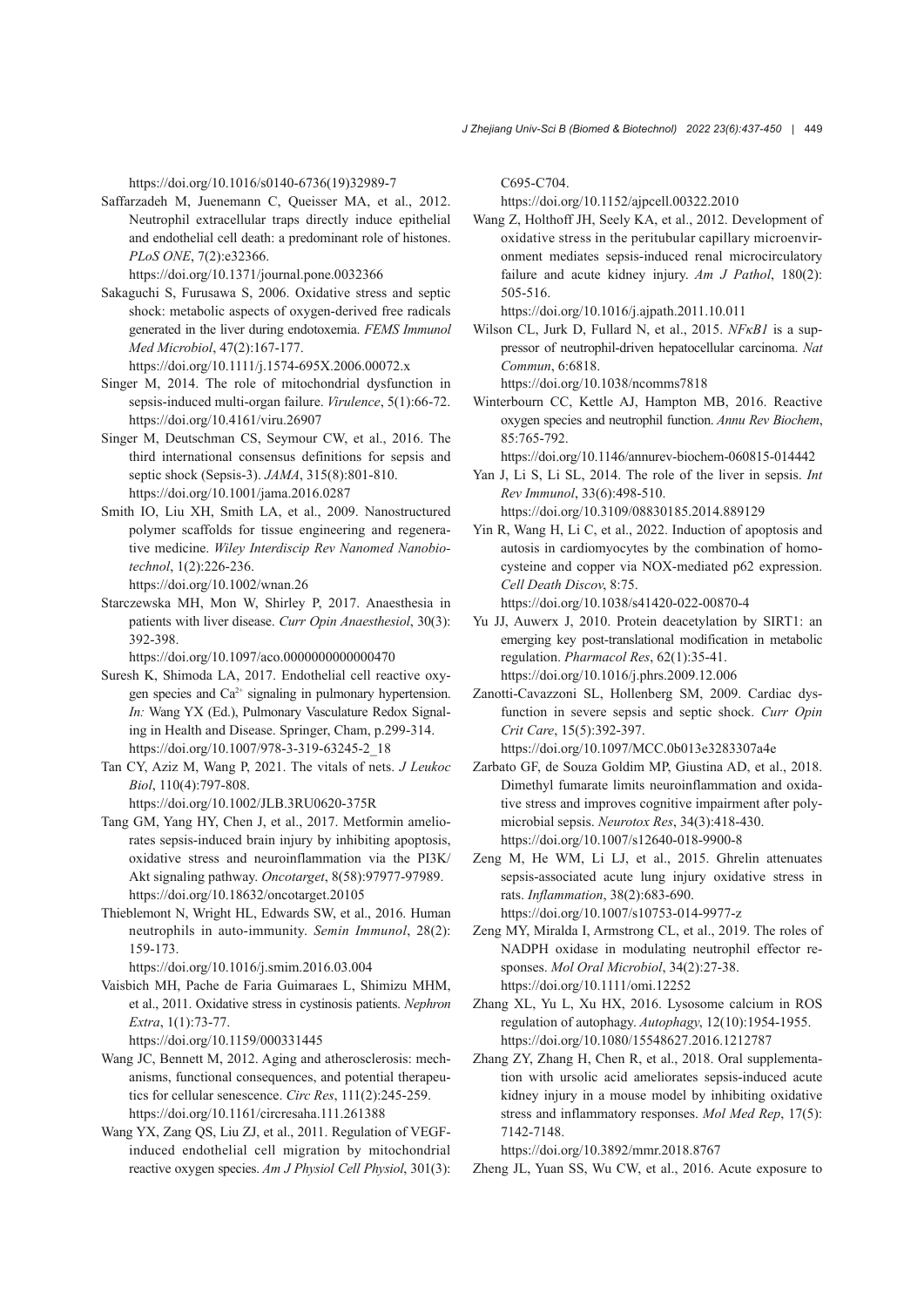https://doi.org/10.1016/s0140-6736(19)32989-7

Saffarzadeh M, Juenemann C, Queisser MA, et al., 2012. Neutrophil extracellular traps directly induce epithelial and endothelial cell death: a predominant role of histones. *PLoS ONE*, 7(2):e32366.
https://doi.org/10.1371/journal.pone.0032366

Sakaguchi S, Furusawa S, 2006. Oxidative stress and septic shock: metabolic aspects of oxygen-derived free radicals generated in the liver during endotoxemia. *FEMS Immunol Med Microbiol*, 47(2):167-177.
https://doi.org/10.1111/j.1574-695X.2006.00072.x

Singer M, 2014. The role of mitochondrial dysfunction in sepsis-induced multi-organ failure. *Virulence*, 5(1):66-72.
https://doi.org/10.4161/viru.26907

Singer M, Deutschman CS, Seymour CW, et al., 2016. The third international consensus definitions for sepsis and septic shock (Sepsis-3). *JAMA*, 315(8):801-810.
https://doi.org/10.1001/jama.2016.0287

Smith IO, Liu XH, Smith LA, et al., 2009. Nanostructured polymer scaffolds for tissue engineering and regenerative medicine. *Wiley Interdiscip Rev Nanomed Nanobiotechnol*, 1(2):226-236.
https://doi.org/10.1002/wnan.26

Starczewska MH, Mon W, Shirley P, 2017. Anaesthesia in patients with liver disease. *Curr Opin Anaesthesiol*, 30(3):392-398.
https://doi.org/10.1097/aco.0000000000000470

Suresh K, Shimoda LA, 2017. Endothelial cell reactive oxygen species and $Ca^{2+}$ signaling in pulmonary hypertension. *In:* Wang YX (Ed.), Pulmonary Vasculature Redox Signaling in Health and Disease. Springer, Cham, p.299-314.
https://doi.org/10.1007/978-3-319-63245-2_18

Tan CY, Aziz M, Wang P, 2021. The vitals of nets. *J Leukoc Biol*, 110(4):797-808.
https://doi.org/10.1002/JLB.3RU0620-375R

Tang GM, Yang HY, Chen J, et al., 2017. Metformin ameliorates sepsis-induced brain injury by inhibiting apoptosis, oxidative stress and neuroinflammation via the PI3K/Akt signaling pathway. *Oncotarget*, 8(58):97977-97989.
https://doi.org/10.18632/oncotarget.20105

Thieblemont N, Wright HL, Edwards SW, et al., 2016. Human neutrophils in auto-immunity. *Semin Immunol*, 28(2):159-173.
https://doi.org/10.1016/j.smim.2016.03.004

Vaisbich MH, Pache de Faria Guimaraes L, Shimizu MHM, et al., 2011. Oxidative stress in cystinosis patients. *Nephron Extra*, 1(1):73-77.
https://doi.org/10.1159/000331445

Wang JC, Bennett M, 2012. Aging and atherosclerosis: mechanisms, functional consequences, and potential therapeutics for cellular senescence. *Circ Res*, 111(2):245-259.
https://doi.org/10.1161/circresaha.111.261388

Wang YX, Zang QS, Liu ZJ, et al., 2011. Regulation of VEGF-induced endothelial cell migration by mitochondrial reactive oxygen species. *Am J Physiol Cell Physiol*, 301(3):C695-C704.
https://doi.org/10.1152/ajpcell.00322.2010

Wang Z, Holthoff JH, Seely KA, et al., 2012. Development of oxidative stress in the peritubular capillary microenvironment mediates sepsis-induced renal microcirculatory failure and acute kidney injury. *Am J Pathol*, 180(2):505-516.
https://doi.org/10.1016/j.ajpath.2011.10.011

Wilson CL, Jurk D, Fullard N, et al., 2015. *NFκB1* is a suppressor of neutrophil-driven hepatocellular carcinoma. *Nat Commun*, 6:6818.
https://doi.org/10.1038/ncomms7818

Winterbourn CC, Kettle AJ, Hampton MB, 2016. Reactive oxygen species and neutrophil function. *Annu Rev Biochem*, 85:765-792.
https://doi.org/10.1146/annurev-biochem-060815-014442

Yan J, Li S, Li SL, 2014. The role of the liver in sepsis. *Int Rev Immunol*, 33(6):498-510.
https://doi.org/10.3109/08830185.2014.889129

Yin R, Wang H, Li C, et al., 2022. Induction of apoptosis and autosis in cardiomyocytes by the combination of homocysteine and copper via NOX-mediated p62 expression. *Cell Death Discov*, 8:75.
https://doi.org/10.1038/s41420-022-00870-4

Yu JJ, Auwerx J, 2010. Protein deacetylation by SIRT1: an emerging key post-translational modification in metabolic regulation. *Pharmacol Res*, 62(1):35-41.
https://doi.org/10.1016/j.phrs.2009.12.006

Zanotti-Cavazzoni SL, Hollenberg SM, 2009. Cardiac dysfunction in severe sepsis and septic shock. *Curr Opin Crit Care*, 15(5):392-397.
https://doi.org/10.1097/MCC.0b013e3283307a4e

Zarbato GF, de Souza Goldim MP, Giustina AD, et al., 2018. Dimethyl fumarate limits neuroinflammation and oxidative stress and improves cognitive impairment after polymicrobial sepsis. *Neurotox Res*, 34(3):418-430.
https://doi.org/10.1007/s12640-018-9900-8

Zeng M, He WM, Li LJ, et al., 2015. Ghrelin attenuates sepsis-associated acute lung injury oxidative stress in rats. *Inflammation*, 38(2):683-690.
https://doi.org/10.1007/s10753-014-9977-z

Zeng MY, Miralda I, Armstrong CL, et al., 2019. The roles of NADPH oxidase in modulating neutrophil effector responses. *Mol Oral Microbiol*, 34(2):27-38.
https://doi.org/10.1111/omi.12252

Zhang XL, Yu L, Xu HX, 2016. Lysosome calcium in ROS regulation of autophagy. *Autophagy*, 12(10):1954-1955.
https://doi.org/10.1080/15548627.2016.1212787

Zhang ZY, Zhang H, Chen R, et al., 2018. Oral supplementation with ursolic acid ameliorates sepsis-induced acute kidney injury in a mouse model by inhibiting oxidative stress and inflammatory responses. *Mol Med Rep*, 17(5):7142-7148.
https://doi.org/10.3892/mmr.2018.8767

Zheng JL, Yuan SS, Wu CW, et al., 2016. Acute exposure to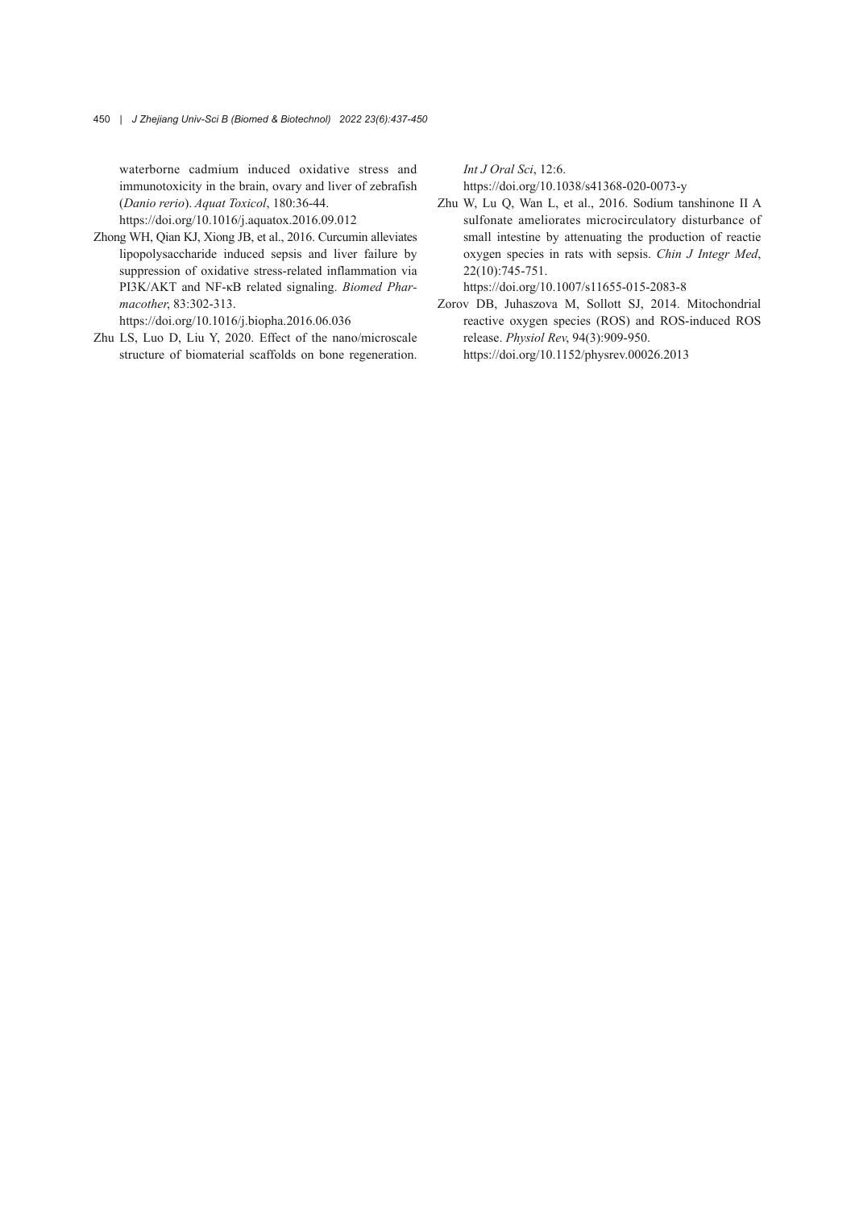waterborne cadmium induced oxidative stress and immunotoxicity in the brain, ovary and liver of zebrafish (*Danio rerio*). *Aquat Toxicol*, 180:36-44. https://doi.org/10.1016/j.aquatox.2016.09.012

Zhong WH, Qian KJ, Xiong JB, et al., 2016. Curcumin alleviates lipopolysaccharide induced sepsis and liver failure by suppression of oxidative stress-related inflammation via PI3K/AKT and NF-κB related signaling. *Biomed Pharmacother*, 83:302-313. https://doi.org/10.1016/j.biopha.2016.06.036

Zhu LS, Luo D, Liu Y, 2020. Effect of the nano/microscale structure of biomaterial scaffolds on bone regeneration. *Int J Oral Sci*, 12:6. https://doi.org/10.1038/s41368-020-0073-y

Zhu W, Lu Q, Wan L, et al., 2016. Sodium tanshinone II A sulfonate ameliorates microcirculatory disturbance of small intestine by attenuating the production of reactie oxygen species in rats with sepsis. *Chin J Integr Med*, 22(10):745-751. https://doi.org/10.1007/s11655-015-2083-8

Zorov DB, Juhaszova M, Sollott SJ, 2014. Mitochondrial reactive oxygen species (ROS) and ROS-induced ROS release. *Physiol Rev*, 94(3):909-950. https://doi.org/10.1152/physrev.00026.2013